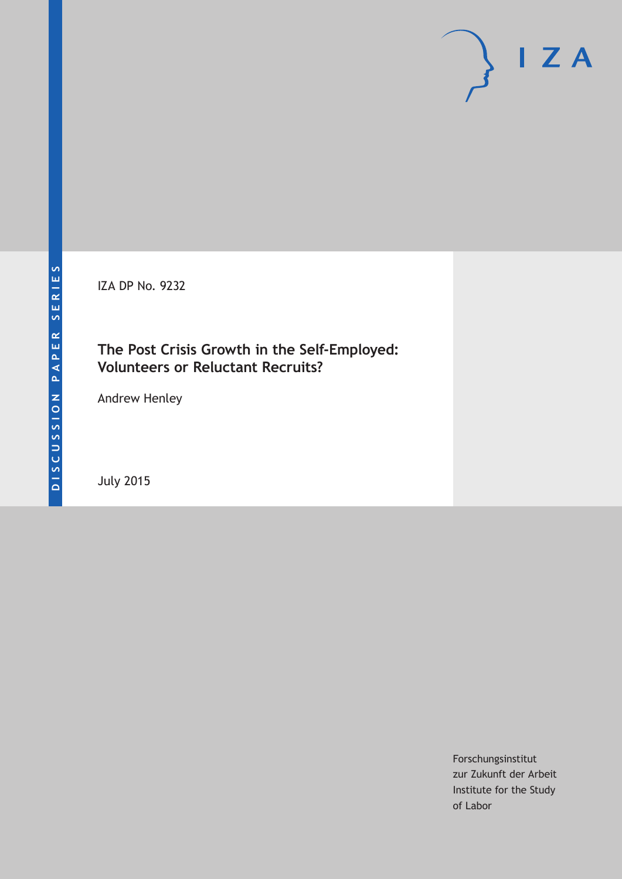DISCUSSION PAPER SERIES

IZA

IZA DP No. 9232

# The Post Crisis Growth in the Self-Employed: Volunteers or Reluctant Recruits?

Andrew Henley

July 2015

Forschungsinstitut
zur Zukunft der Arbeit
Institute for the Study
of Labor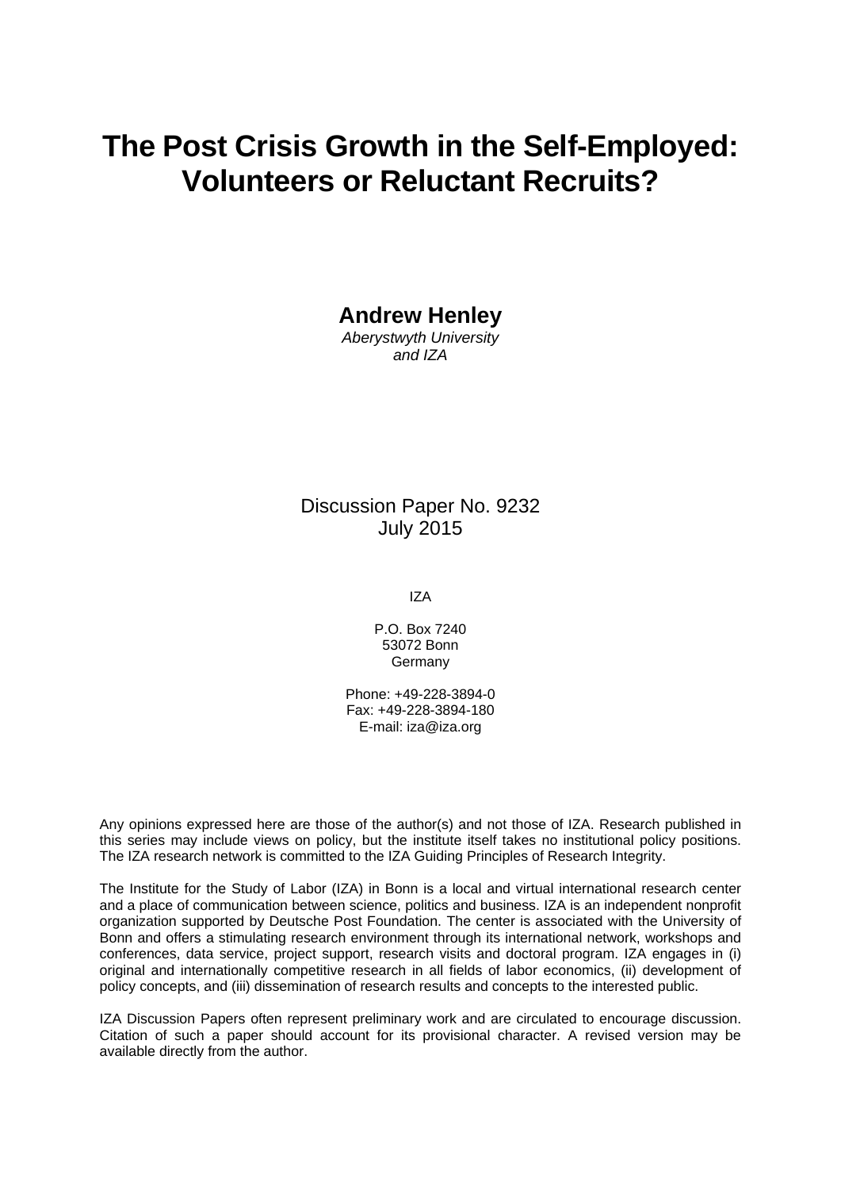# The Post Crisis Growth in the Self-Employed: Volunteers or Reluctant Recruits?

**Andrew Henley**
*Aberystwyth University*
*and IZA*

Discussion Paper No. 9232
July 2015

IZA

P.O. Box 7240
53072 Bonn
Germany

Phone: +49-228-3894-0
Fax: +49-228-3894-180
E-mail: iza@iza.org

Any opinions expressed here are those of the author(s) and not those of IZA. Research published in this series may include views on policy, but the institute itself takes no institutional policy positions. The IZA research network is committed to the IZA Guiding Principles of Research Integrity.

The Institute for the Study of Labor (IZA) in Bonn is a local and virtual international research center and a place of communication between science, politics and business. IZA is an independent nonprofit organization supported by Deutsche Post Foundation. The center is associated with the University of Bonn and offers a stimulating research environment through its international network, workshops and conferences, data service, project support, research visits and doctoral program. IZA engages in (i) original and internationally competitive research in all fields of labor economics, (ii) development of policy concepts, and (iii) dissemination of research results and concepts to the interested public.

IZA Discussion Papers often represent preliminary work and are circulated to encourage discussion. Citation of such a paper should account for its provisional character. A revised version may be available directly from the author.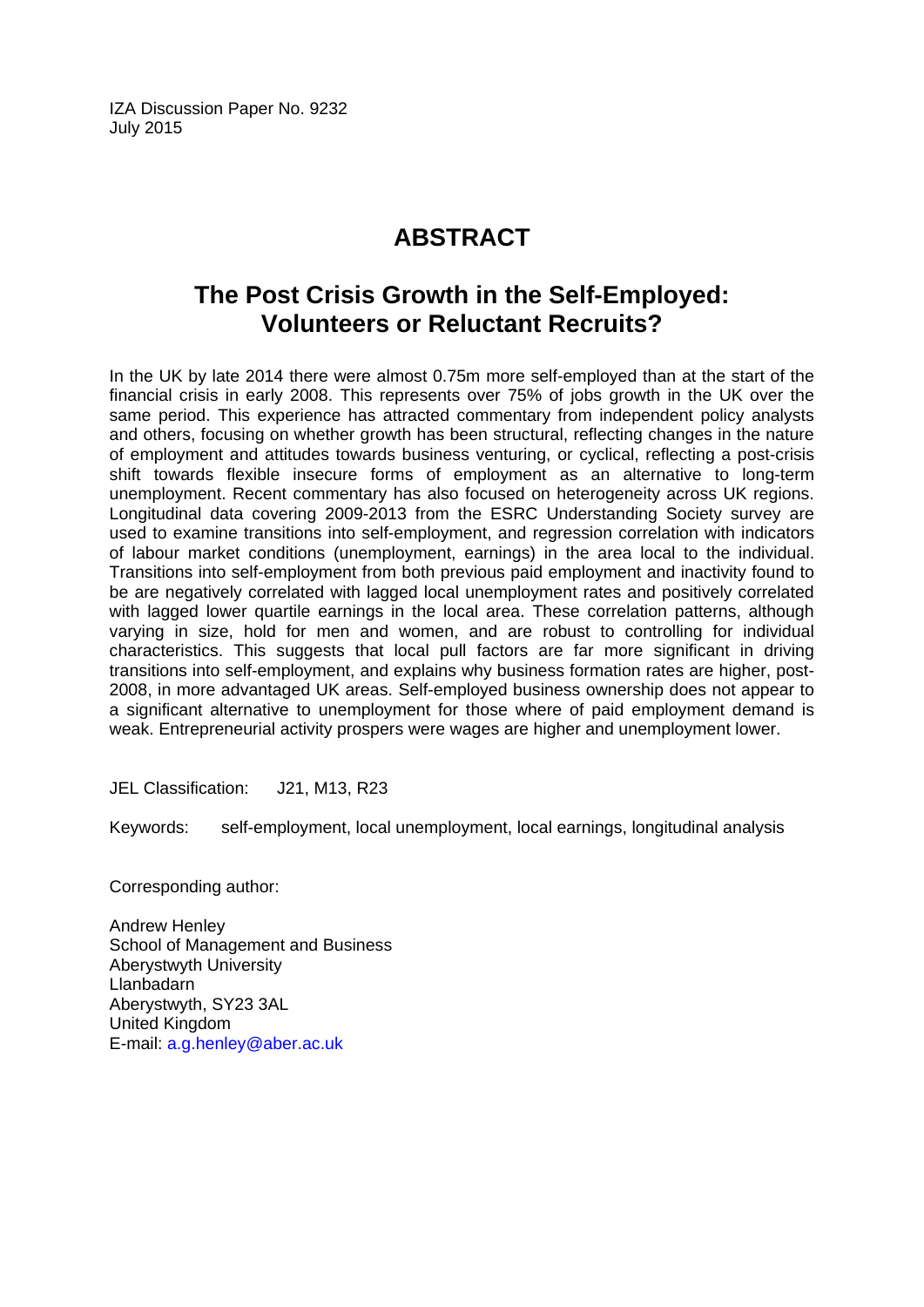IZA Discussion Paper No. 9232
July 2015

# ABSTRACT

## The Post Crisis Growth in the Self-Employed: Volunteers or Reluctant Recruits?

In the UK by late 2014 there were almost 0.75m more self-employed than at the start of the financial crisis in early 2008. This represents over 75% of jobs growth in the UK over the same period. This experience has attracted commentary from independent policy analysts and others, focusing on whether growth has been structural, reflecting changes in the nature of employment and attitudes towards business venturing, or cyclical, reflecting a post-crisis shift towards flexible insecure forms of employment as an alternative to long-term unemployment. Recent commentary has also focused on heterogeneity across UK regions. Longitudinal data covering 2009-2013 from the ESRC Understanding Society survey are used to examine transitions into self-employment, and regression correlation with indicators of labour market conditions (unemployment, earnings) in the area local to the individual. Transitions into self-employment from both previous paid employment and inactivity found to be are negatively correlated with lagged local unemployment rates and positively correlated with lagged lower quartile earnings in the local area. These correlation patterns, although varying in size, hold for men and women, and are robust to controlling for individual characteristics. This suggests that local pull factors are far more significant in driving transitions into self-employment, and explains why business formation rates are higher, post-2008, in more advantaged UK areas. Self-employed business ownership does not appear to a significant alternative to unemployment for those where of paid employment demand is weak. Entrepreneurial activity prospers were wages are higher and unemployment lower.

JEL Classification: J21, M13, R23

Keywords: self-employment, local unemployment, local earnings, longitudinal analysis

Corresponding author:

Andrew Henley
School of Management and Business
Aberystwyth University
Llanbadarn
Aberystwyth, SY23 3AL
United Kingdom
E-mail: a.g.henley@aber.ac.uk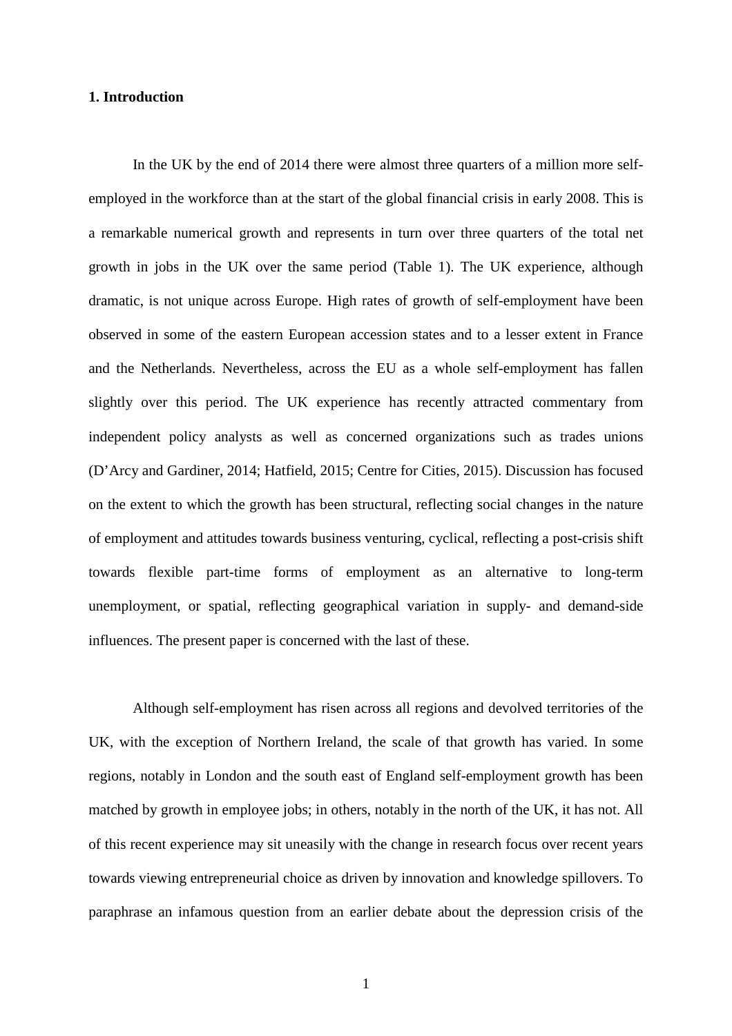# 1. Introduction

In the UK by the end of 2014 there were almost three quarters of a million more self-employed in the workforce than at the start of the global financial crisis in early 2008. This is a remarkable numerical growth and represents in turn over three quarters of the total net growth in jobs in the UK over the same period (Table 1). The UK experience, although dramatic, is not unique across Europe. High rates of growth of self-employment have been observed in some of the eastern European accession states and to a lesser extent in France and the Netherlands. Nevertheless, across the EU as a whole self-employment has fallen slightly over this period. The UK experience has recently attracted commentary from independent policy analysts as well as concerned organizations such as trades unions (D'Arcy and Gardiner, 2014; Hatfield, 2015; Centre for Cities, 2015). Discussion has focused on the extent to which the growth has been structural, reflecting social changes in the nature of employment and attitudes towards business venturing, cyclical, reflecting a post-crisis shift towards flexible part-time forms of employment as an alternative to long-term unemployment, or spatial, reflecting geographical variation in supply- and demand-side influences. The present paper is concerned with the last of these.

Although self-employment has risen across all regions and devolved territories of the UK, with the exception of Northern Ireland, the scale of that growth has varied. In some regions, notably in London and the south east of England self-employment growth has been matched by growth in employee jobs; in others, notably in the north of the UK, it has not. All of this recent experience may sit uneasily with the change in research focus over recent years towards viewing entrepreneurial choice as driven by innovation and knowledge spillovers. To paraphrase an infamous question from an earlier debate about the depression crisis of the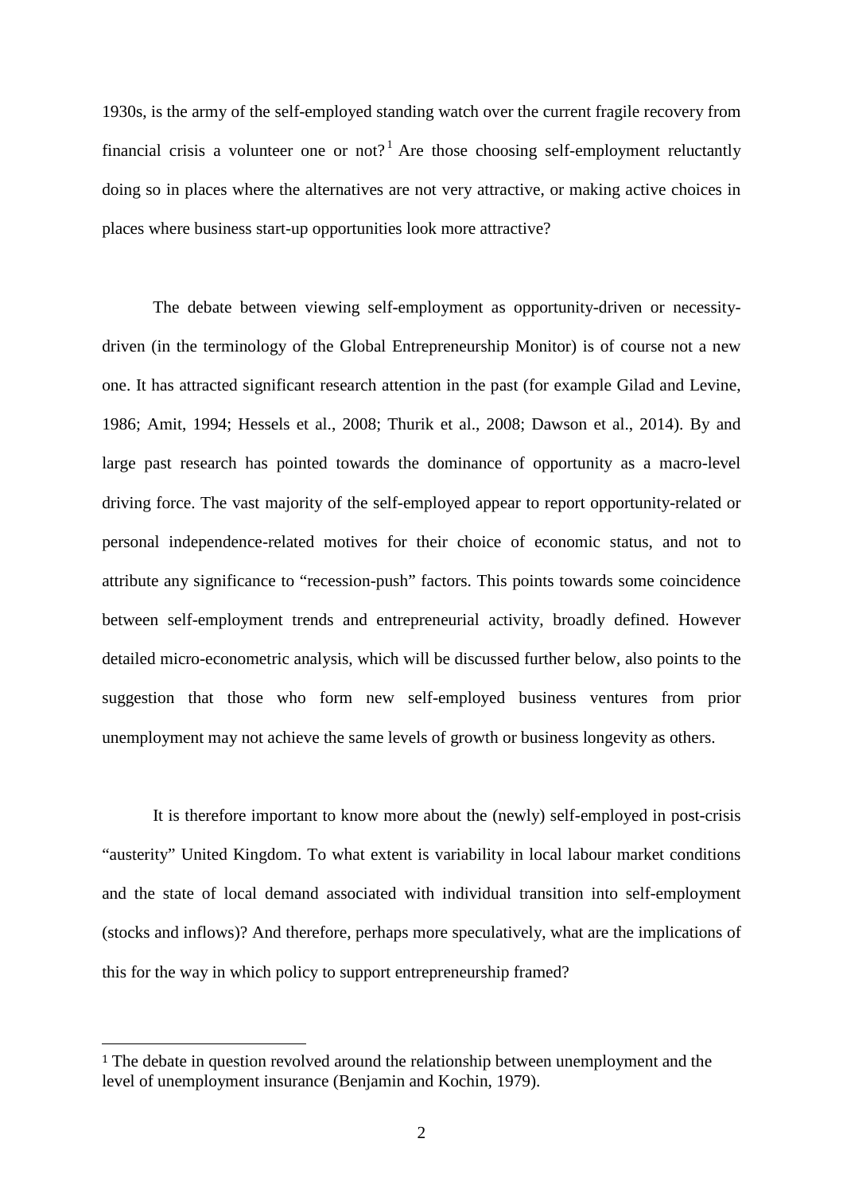1930s, is the army of the self-employed standing watch over the current fragile recovery from financial crisis a volunteer one or not?[1] Are those choosing self-employment reluctantly doing so in places where the alternatives are not very attractive, or making active choices in places where business start-up opportunities look more attractive?

The debate between viewing self-employment as opportunity-driven or necessity-driven (in the terminology of the Global Entrepreneurship Monitor) is of course not a new one. It has attracted significant research attention in the past (for example Gilad and Levine, 1986; Amit, 1994; Hessels et al., 2008; Thurik et al., 2008; Dawson et al., 2014). By and large past research has pointed towards the dominance of opportunity as a macro-level driving force. The vast majority of the self-employed appear to report opportunity-related or personal independence-related motives for their choice of economic status, and not to attribute any significance to "recession-push" factors. This points towards some coincidence between self-employment trends and entrepreneurial activity, broadly defined. However detailed micro-econometric analysis, which will be discussed further below, also points to the suggestion that those who form new self-employed business ventures from prior unemployment may not achieve the same levels of growth or business longevity as others.

It is therefore important to know more about the (newly) self-employed in post-crisis "austerity" United Kingdom. To what extent is variability in local labour market conditions and the state of local demand associated with individual transition into self-employment (stocks and inflows)? And therefore, perhaps more speculatively, what are the implications of this for the way in which policy to support entrepreneurship framed?

[1] The debate in question revolved around the relationship between unemployment and the level of unemployment insurance (Benjamin and Kochin, 1979).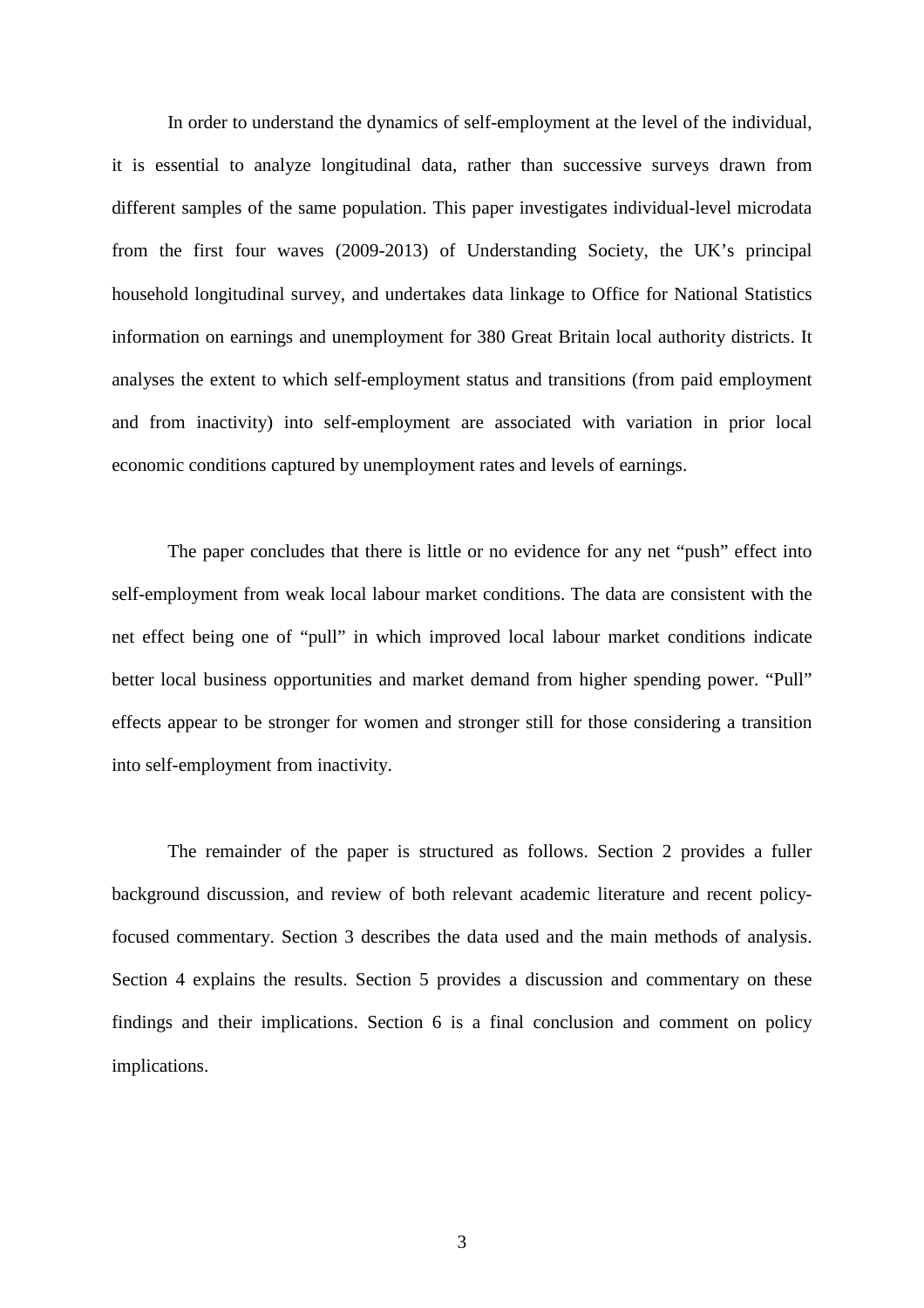In order to understand the dynamics of self-employment at the level of the individual, it is essential to analyze longitudinal data, rather than successive surveys drawn from different samples of the same population. This paper investigates individual-level microdata from the first four waves (2009-2013) of Understanding Society, the UK's principal household longitudinal survey, and undertakes data linkage to Office for National Statistics information on earnings and unemployment for 380 Great Britain local authority districts. It analyses the extent to which self-employment status and transitions (from paid employment and from inactivity) into self-employment are associated with variation in prior local economic conditions captured by unemployment rates and levels of earnings.

The paper concludes that there is little or no evidence for any net "push" effect into self-employment from weak local labour market conditions. The data are consistent with the net effect being one of "pull" in which improved local labour market conditions indicate better local business opportunities and market demand from higher spending power. "Pull" effects appear to be stronger for women and stronger still for those considering a transition into self-employment from inactivity.

The remainder of the paper is structured as follows. Section 2 provides a fuller background discussion, and review of both relevant academic literature and recent policy-focused commentary. Section 3 describes the data used and the main methods of analysis. Section 4 explains the results. Section 5 provides a discussion and commentary on these findings and their implications. Section 6 is a final conclusion and comment on policy implications.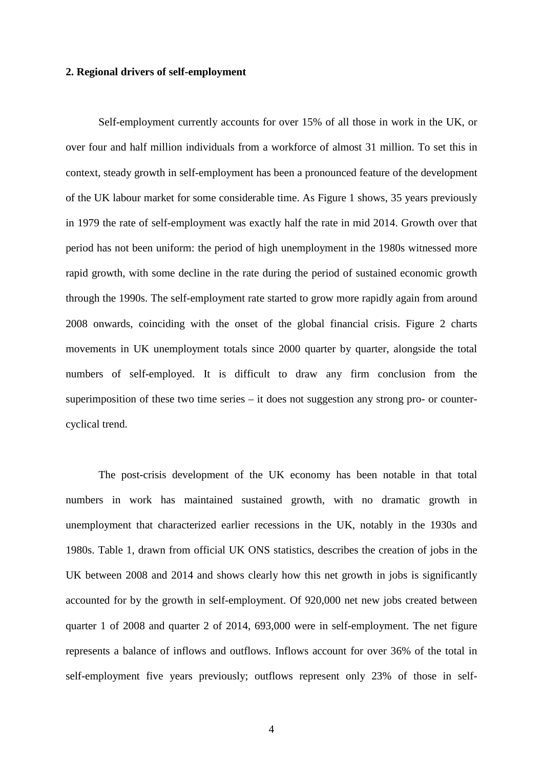## 2. Regional drivers of self-employment

Self-employment currently accounts for over 15% of all those in work in the UK, or over four and half million individuals from a workforce of almost 31 million. To set this in context, steady growth in self-employment has been a pronounced feature of the development of the UK labour market for some considerable time. As Figure 1 shows, 35 years previously in 1979 the rate of self-employment was exactly half the rate in mid 2014. Growth over that period has not been uniform: the period of high unemployment in the 1980s witnessed more rapid growth, with some decline in the rate during the period of sustained economic growth through the 1990s. The self-employment rate started to grow more rapidly again from around 2008 onwards, coinciding with the onset of the global financial crisis. Figure 2 charts movements in UK unemployment totals since 2000 quarter by quarter, alongside the total numbers of self-employed. It is difficult to draw any firm conclusion from the superimposition of these two time series – it does not suggestion any strong pro- or counter-cyclical trend.

The post-crisis development of the UK economy has been notable in that total numbers in work has maintained sustained growth, with no dramatic growth in unemployment that characterized earlier recessions in the UK, notably in the 1930s and 1980s. Table 1, drawn from official UK ONS statistics, describes the creation of jobs in the UK between 2008 and 2014 and shows clearly how this net growth in jobs is significantly accounted for by the growth in self-employment. Of 920,000 net new jobs created between quarter 1 of 2008 and quarter 2 of 2014, 693,000 were in self-employment. The net figure represents a balance of inflows and outflows. Inflows account for over 36% of the total in self-employment five years previously; outflows represent only 23% of those in self-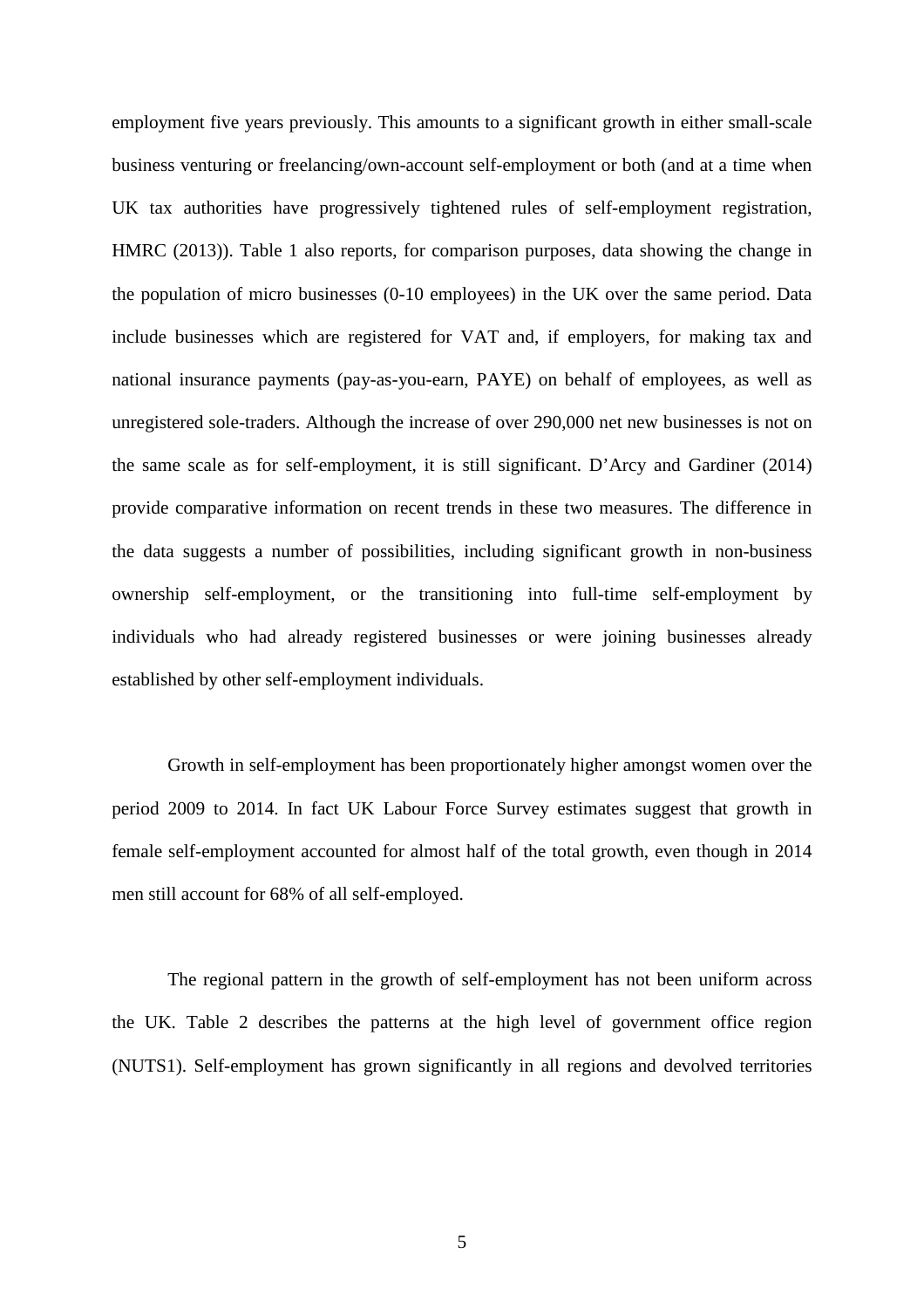employment five years previously. This amounts to a significant growth in either small-scale business venturing or freelancing/own-account self-employment or both (and at a time when UK tax authorities have progressively tightened rules of self-employment registration, HMRC (2013)). Table 1 also reports, for comparison purposes, data showing the change in the population of micro businesses (0-10 employees) in the UK over the same period. Data include businesses which are registered for VAT and, if employers, for making tax and national insurance payments (pay-as-you-earn, PAYE) on behalf of employees, as well as unregistered sole-traders. Although the increase of over 290,000 net new businesses is not on the same scale as for self-employment, it is still significant. D'Arcy and Gardiner (2014) provide comparative information on recent trends in these two measures. The difference in the data suggests a number of possibilities, including significant growth in non-business ownership self-employment, or the transitioning into full-time self-employment by individuals who had already registered businesses or were joining businesses already established by other self-employment individuals.

Growth in self-employment has been proportionately higher amongst women over the period 2009 to 2014. In fact UK Labour Force Survey estimates suggest that growth in female self-employment accounted for almost half of the total growth, even though in 2014 men still account for 68% of all self-employed.

The regional pattern in the growth of self-employment has not been uniform across the UK. Table 2 describes the patterns at the high level of government office region (NUTS1). Self-employment has grown significantly in all regions and devolved territories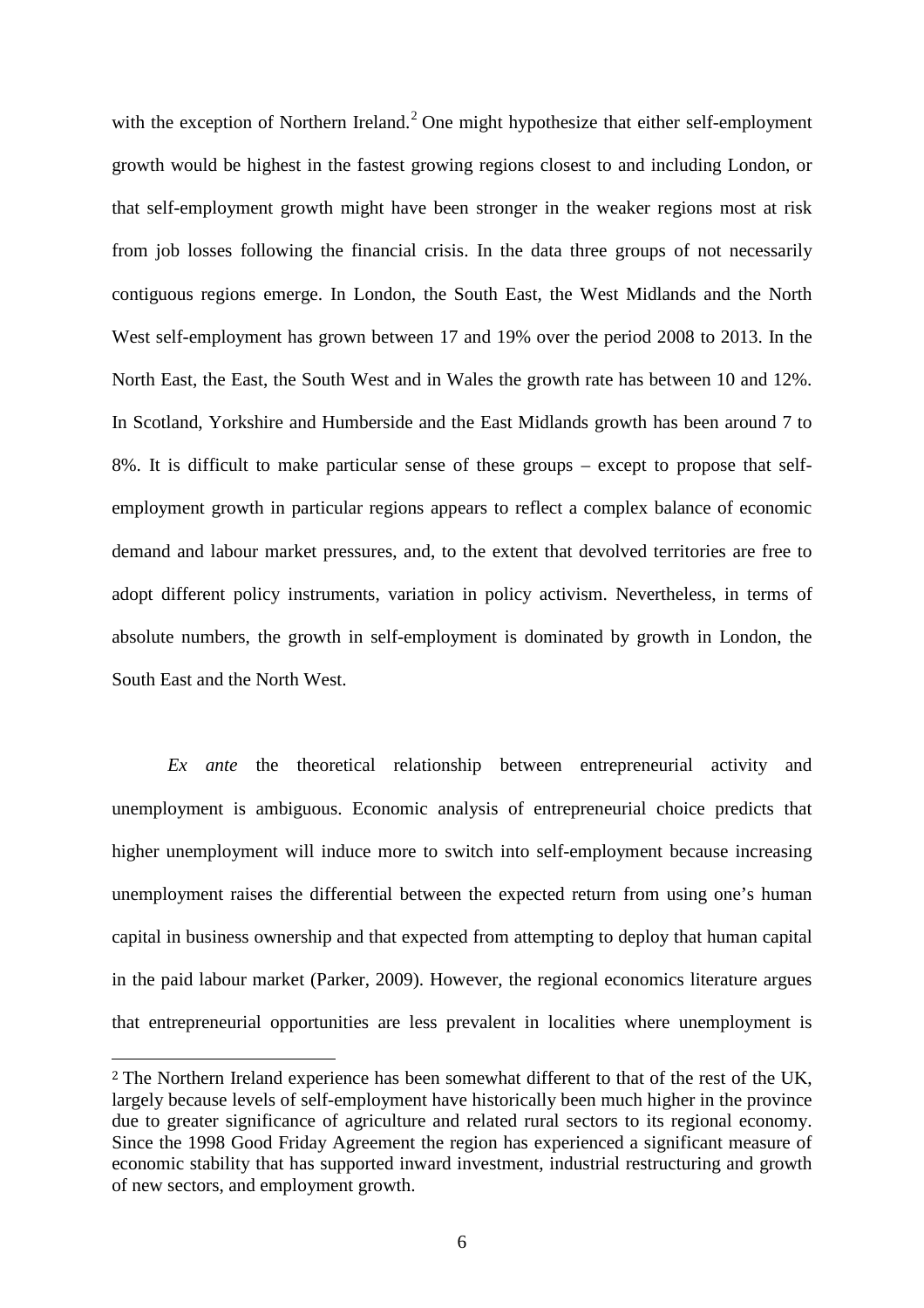with the exception of Northern Ireland.[2] One might hypothesize that either self-employment growth would be highest in the fastest growing regions closest to and including London, or that self-employment growth might have been stronger in the weaker regions most at risk from job losses following the financial crisis. In the data three groups of not necessarily contiguous regions emerge. In London, the South East, the West Midlands and the North West self-employment has grown between 17 and 19% over the period 2008 to 2013. In the North East, the East, the South West and in Wales the growth rate has between 10 and 12%. In Scotland, Yorkshire and Humberside and the East Midlands growth has been around 7 to 8%. It is difficult to make particular sense of these groups – except to propose that self-employment growth in particular regions appears to reflect a complex balance of economic demand and labour market pressures, and, to the extent that devolved territories are free to adopt different policy instruments, variation in policy activism. Nevertheless, in terms of absolute numbers, the growth in self-employment is dominated by growth in London, the South East and the North West.

*Ex ante* the theoretical relationship between entrepreneurial activity and unemployment is ambiguous. Economic analysis of entrepreneurial choice predicts that higher unemployment will induce more to switch into self-employment because increasing unemployment raises the differential between the expected return from using one's human capital in business ownership and that expected from attempting to deploy that human capital in the paid labour market (Parker, 2009). However, the regional economics literature argues that entrepreneurial opportunities are less prevalent in localities where unemployment is

[2] The Northern Ireland experience has been somewhat different to that of the rest of the UK, largely because levels of self-employment have historically been much higher in the province due to greater significance of agriculture and related rural sectors to its regional economy. Since the 1998 Good Friday Agreement the region has experienced a significant measure of economic stability that has supported inward investment, industrial restructuring and growth of new sectors, and employment growth.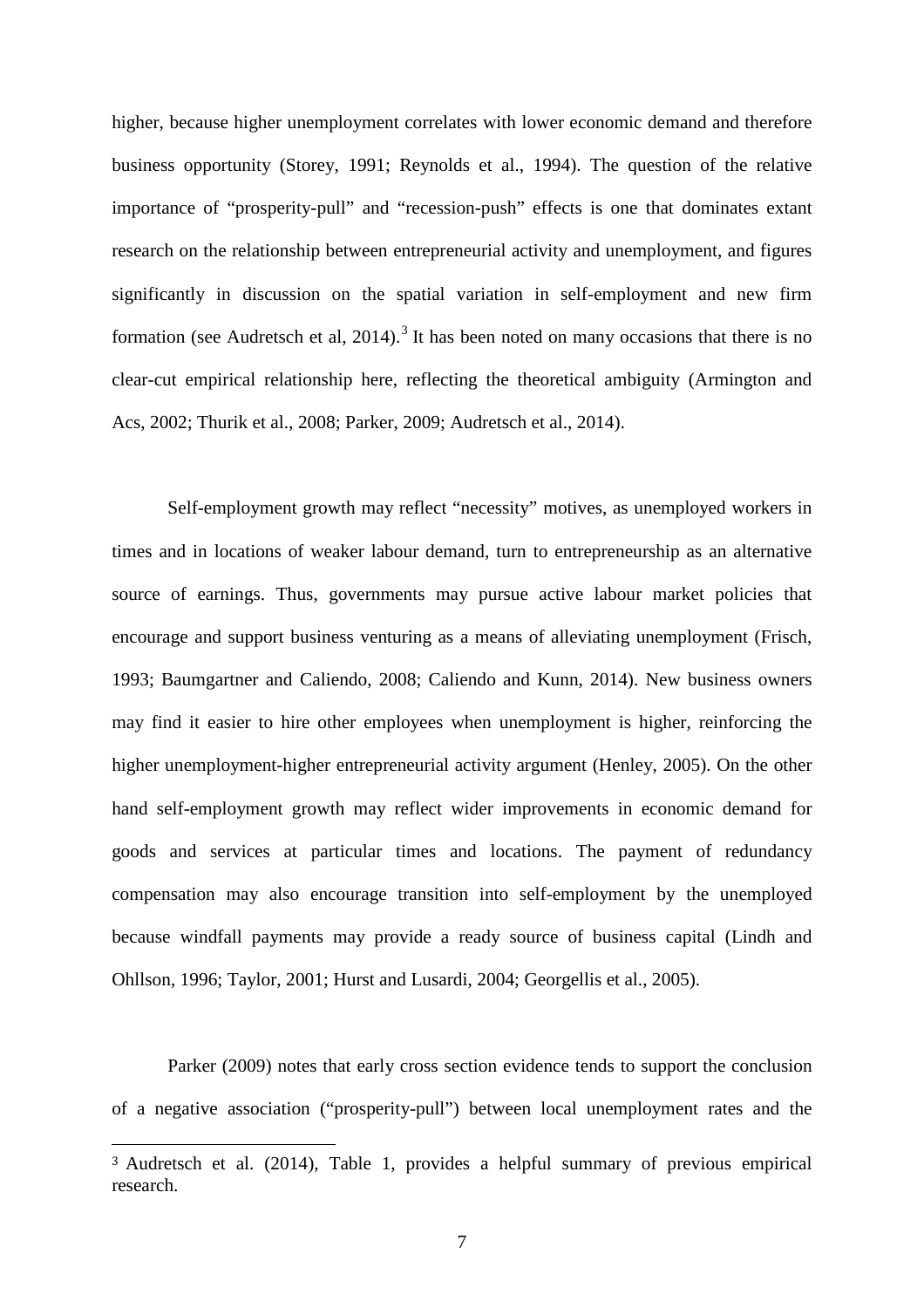higher, because higher unemployment correlates with lower economic demand and therefore business opportunity (Storey, 1991; Reynolds et al., 1994). The question of the relative importance of "prosperity-pull" and "recession-push" effects is one that dominates extant research on the relationship between entrepreneurial activity and unemployment, and figures significantly in discussion on the spatial variation in self-employment and new firm formation (see Audretsch et al, 2014).[3] It has been noted on many occasions that there is no clear-cut empirical relationship here, reflecting the theoretical ambiguity (Armington and Acs, 2002; Thurik et al., 2008; Parker, 2009; Audretsch et al., 2014).

Self-employment growth may reflect "necessity" motives, as unemployed workers in times and in locations of weaker labour demand, turn to entrepreneurship as an alternative source of earnings. Thus, governments may pursue active labour market policies that encourage and support business venturing as a means of alleviating unemployment (Frisch, 1993; Baumgartner and Caliendo, 2008; Caliendo and Kunn, 2014). New business owners may find it easier to hire other employees when unemployment is higher, reinforcing the higher unemployment-higher entrepreneurial activity argument (Henley, 2005). On the other hand self-employment growth may reflect wider improvements in economic demand for goods and services at particular times and locations. The payment of redundancy compensation may also encourage transition into self-employment by the unemployed because windfall payments may provide a ready source of business capital (Lindh and Ohllson, 1996; Taylor, 2001; Hurst and Lusardi, 2004; Georgellis et al., 2005).

Parker (2009) notes that early cross section evidence tends to support the conclusion of a negative association ("prosperity-pull") between local unemployment rates and the

[3] Audretsch et al. (2014), Table 1, provides a helpful summary of previous empirical research.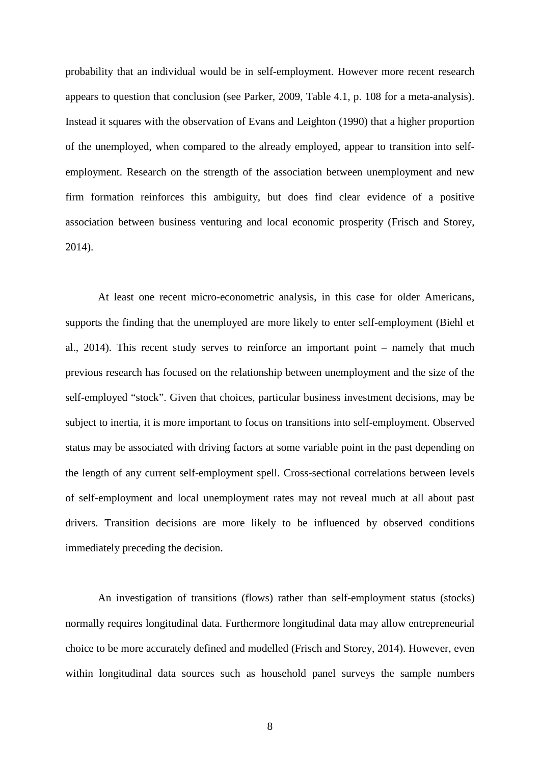probability that an individual would be in self-employment. However more recent research appears to question that conclusion (see Parker, 2009, Table 4.1, p. 108 for a meta-analysis). Instead it squares with the observation of Evans and Leighton (1990) that a higher proportion of the unemployed, when compared to the already employed, appear to transition into self-employment. Research on the strength of the association between unemployment and new firm formation reinforces this ambiguity, but does find clear evidence of a positive association between business venturing and local economic prosperity (Frisch and Storey, 2014).

At least one recent micro-econometric analysis, in this case for older Americans, supports the finding that the unemployed are more likely to enter self-employment (Biehl et al., 2014). This recent study serves to reinforce an important point – namely that much previous research has focused on the relationship between unemployment and the size of the self-employed "stock". Given that choices, particular business investment decisions, may be subject to inertia, it is more important to focus on transitions into self-employment. Observed status may be associated with driving factors at some variable point in the past depending on the length of any current self-employment spell. Cross-sectional correlations between levels of self-employment and local unemployment rates may not reveal much at all about past drivers. Transition decisions are more likely to be influenced by observed conditions immediately preceding the decision.

An investigation of transitions (flows) rather than self-employment status (stocks) normally requires longitudinal data. Furthermore longitudinal data may allow entrepreneurial choice to be more accurately defined and modelled (Frisch and Storey, 2014). However, even within longitudinal data sources such as household panel surveys the sample numbers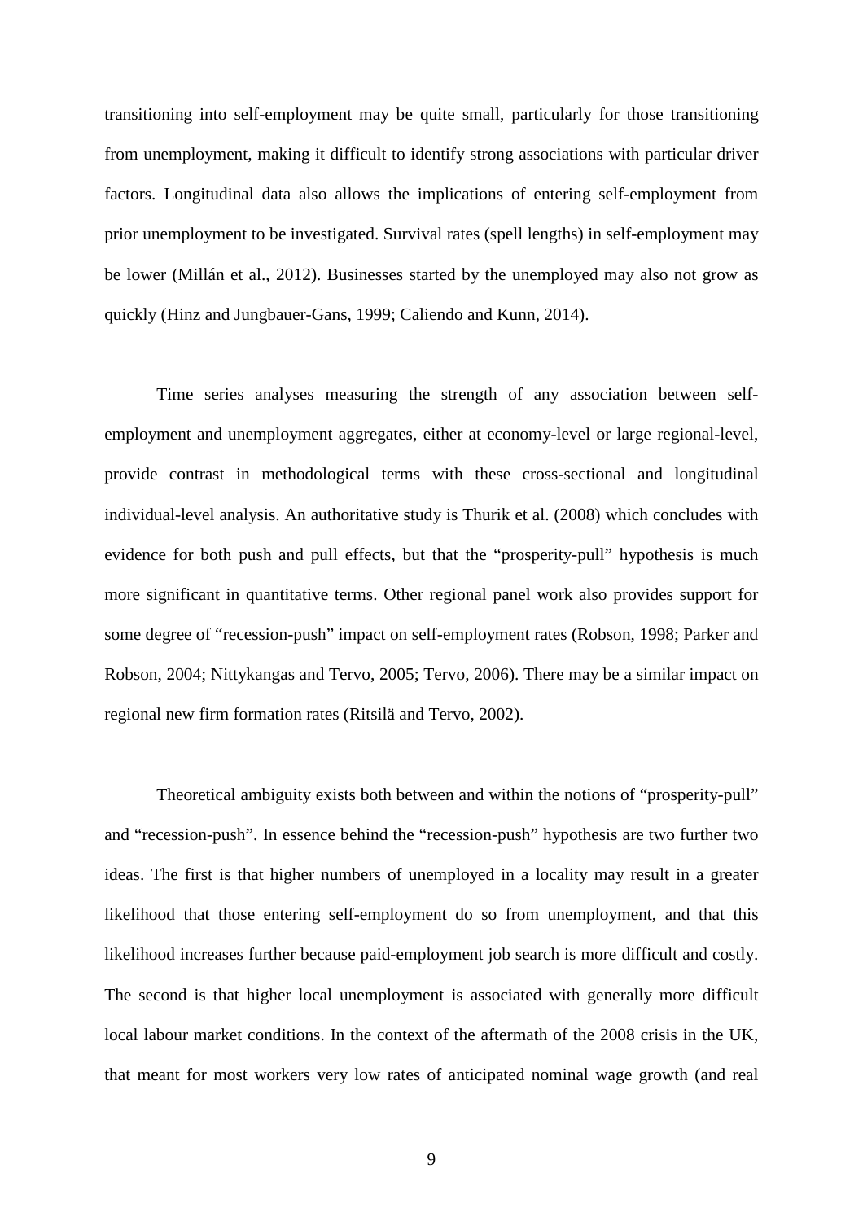transitioning into self-employment may be quite small, particularly for those transitioning from unemployment, making it difficult to identify strong associations with particular driver factors. Longitudinal data also allows the implications of entering self-employment from prior unemployment to be investigated. Survival rates (spell lengths) in self-employment may be lower (Millán et al., 2012). Businesses started by the unemployed may also not grow as quickly (Hinz and Jungbauer-Gans, 1999; Caliendo and Kunn, 2014).

Time series analyses measuring the strength of any association between self-employment and unemployment aggregates, either at economy-level or large regional-level, provide contrast in methodological terms with these cross-sectional and longitudinal individual-level analysis. An authoritative study is Thurik et al. (2008) which concludes with evidence for both push and pull effects, but that the "prosperity-pull" hypothesis is much more significant in quantitative terms. Other regional panel work also provides support for some degree of "recession-push" impact on self-employment rates (Robson, 1998; Parker and Robson, 2004; Nittykangas and Tervo, 2005; Tervo, 2006). There may be a similar impact on regional new firm formation rates (Ritsilä and Tervo, 2002).

Theoretical ambiguity exists both between and within the notions of "prosperity-pull" and "recession-push". In essence behind the "recession-push" hypothesis are two further two ideas. The first is that higher numbers of unemployed in a locality may result in a greater likelihood that those entering self-employment do so from unemployment, and that this likelihood increases further because paid-employment job search is more difficult and costly. The second is that higher local unemployment is associated with generally more difficult local labour market conditions. In the context of the aftermath of the 2008 crisis in the UK, that meant for most workers very low rates of anticipated nominal wage growth (and real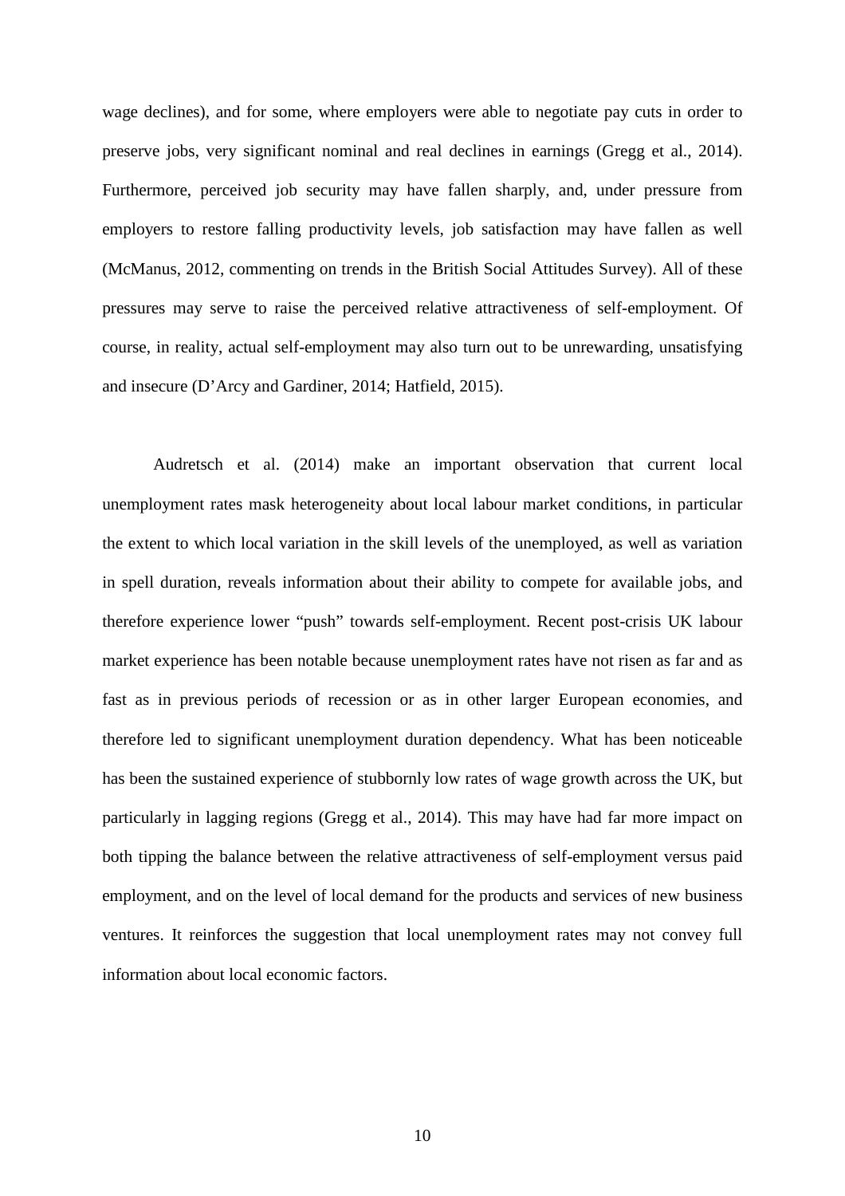wage declines), and for some, where employers were able to negotiate pay cuts in order to preserve jobs, very significant nominal and real declines in earnings (Gregg et al., 2014). Furthermore, perceived job security may have fallen sharply, and, under pressure from employers to restore falling productivity levels, job satisfaction may have fallen as well (McManus, 2012, commenting on trends in the British Social Attitudes Survey). All of these pressures may serve to raise the perceived relative attractiveness of self-employment. Of course, in reality, actual self-employment may also turn out to be unrewarding, unsatisfying and insecure (D'Arcy and Gardiner, 2014; Hatfield, 2015).

Audretsch et al. (2014) make an important observation that current local unemployment rates mask heterogeneity about local labour market conditions, in particular the extent to which local variation in the skill levels of the unemployed, as well as variation in spell duration, reveals information about their ability to compete for available jobs, and therefore experience lower "push" towards self-employment. Recent post-crisis UK labour market experience has been notable because unemployment rates have not risen as far and as fast as in previous periods of recession or as in other larger European economies, and therefore led to significant unemployment duration dependency. What has been noticeable has been the sustained experience of stubbornly low rates of wage growth across the UK, but particularly in lagging regions (Gregg et al., 2014). This may have had far more impact on both tipping the balance between the relative attractiveness of self-employment versus paid employment, and on the level of local demand for the products and services of new business ventures. It reinforces the suggestion that local unemployment rates may not convey full information about local economic factors.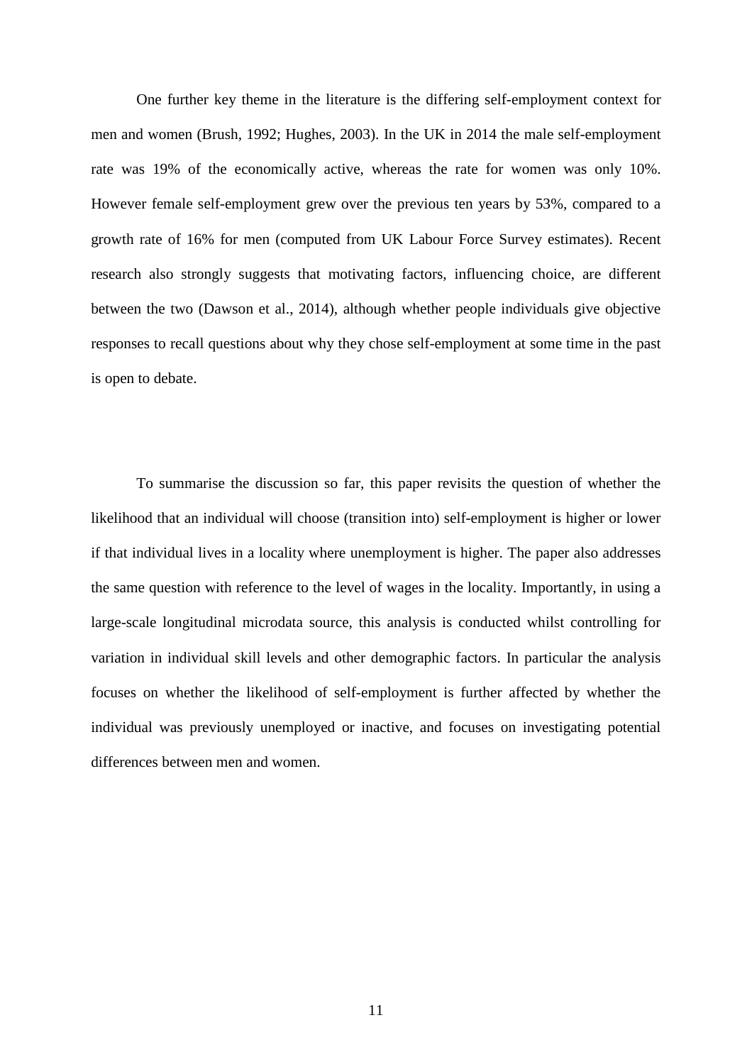One further key theme in the literature is the differing self-employment context for men and women (Brush, 1992; Hughes, 2003). In the UK in 2014 the male self-employment rate was 19% of the economically active, whereas the rate for women was only 10%. However female self-employment grew over the previous ten years by 53%, compared to a growth rate of 16% for men (computed from UK Labour Force Survey estimates). Recent research also strongly suggests that motivating factors, influencing choice, are different between the two (Dawson et al., 2014), although whether people individuals give objective responses to recall questions about why they chose self-employment at some time in the past is open to debate.

To summarise the discussion so far, this paper revisits the question of whether the likelihood that an individual will choose (transition into) self-employment is higher or lower if that individual lives in a locality where unemployment is higher. The paper also addresses the same question with reference to the level of wages in the locality. Importantly, in using a large-scale longitudinal microdata source, this analysis is conducted whilst controlling for variation in individual skill levels and other demographic factors. In particular the analysis focuses on whether the likelihood of self-employment is further affected by whether the individual was previously unemployed or inactive, and focuses on investigating potential differences between men and women.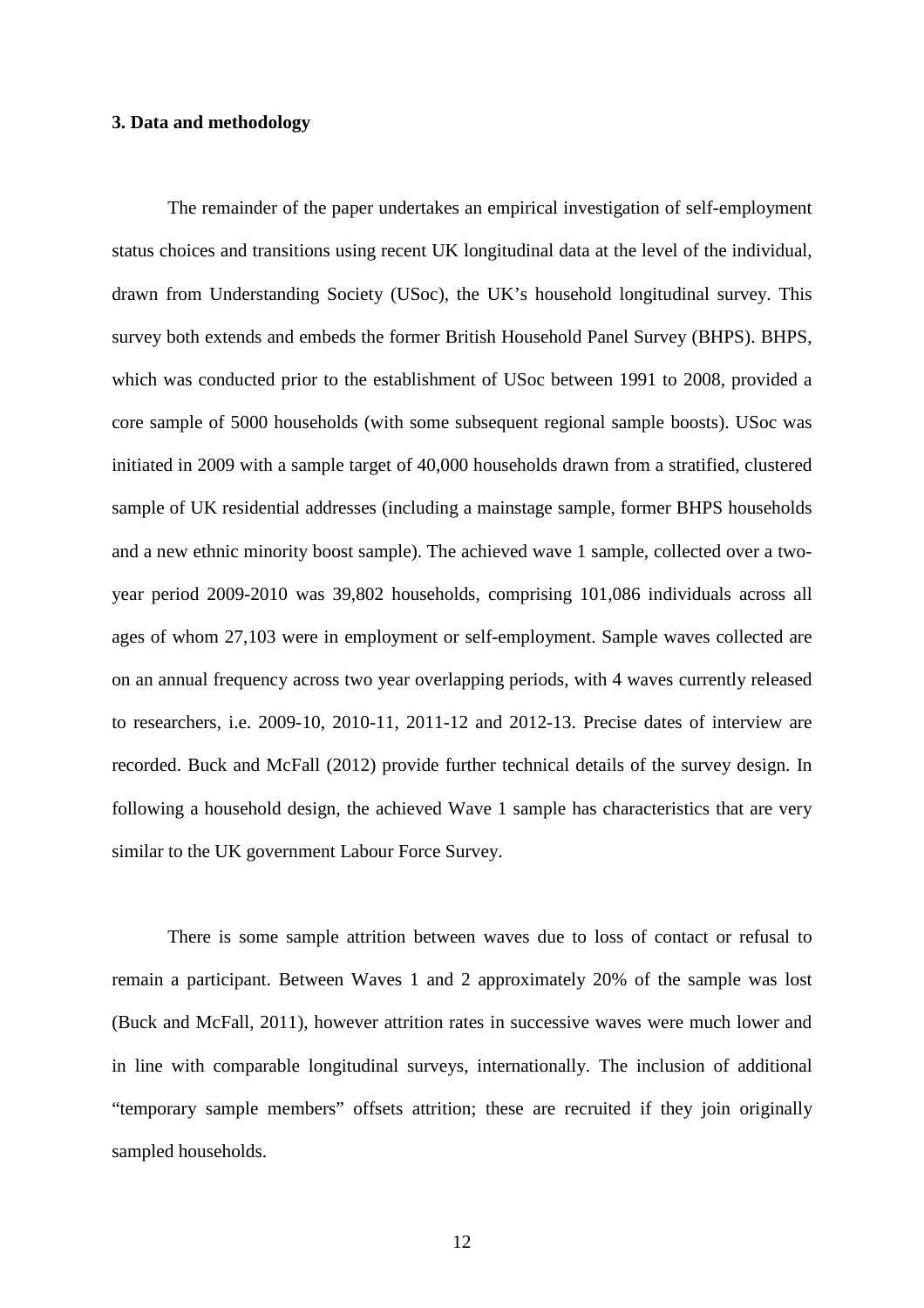### 3. Data and methodology

The remainder of the paper undertakes an empirical investigation of self-employment status choices and transitions using recent UK longitudinal data at the level of the individual, drawn from Understanding Society (USoc), the UK's household longitudinal survey. This survey both extends and embeds the former British Household Panel Survey (BHPS). BHPS, which was conducted prior to the establishment of USoc between 1991 to 2008, provided a core sample of 5000 households (with some subsequent regional sample boosts). USoc was initiated in 2009 with a sample target of 40,000 households drawn from a stratified, clustered sample of UK residential addresses (including a mainstage sample, former BHPS households and a new ethnic minority boost sample). The achieved wave 1 sample, collected over a two-year period 2009-2010 was 39,802 households, comprising 101,086 individuals across all ages of whom 27,103 were in employment or self-employment. Sample waves collected are on an annual frequency across two year overlapping periods, with 4 waves currently released to researchers, i.e. 2009-10, 2010-11, 2011-12 and 2012-13. Precise dates of interview are recorded. Buck and McFall (2012) provide further technical details of the survey design. In following a household design, the achieved Wave 1 sample has characteristics that are very similar to the UK government Labour Force Survey.

There is some sample attrition between waves due to loss of contact or refusal to remain a participant. Between Waves 1 and 2 approximately 20% of the sample was lost (Buck and McFall, 2011), however attrition rates in successive waves were much lower and in line with comparable longitudinal surveys, internationally. The inclusion of additional "temporary sample members" offsets attrition; these are recruited if they join originally sampled households.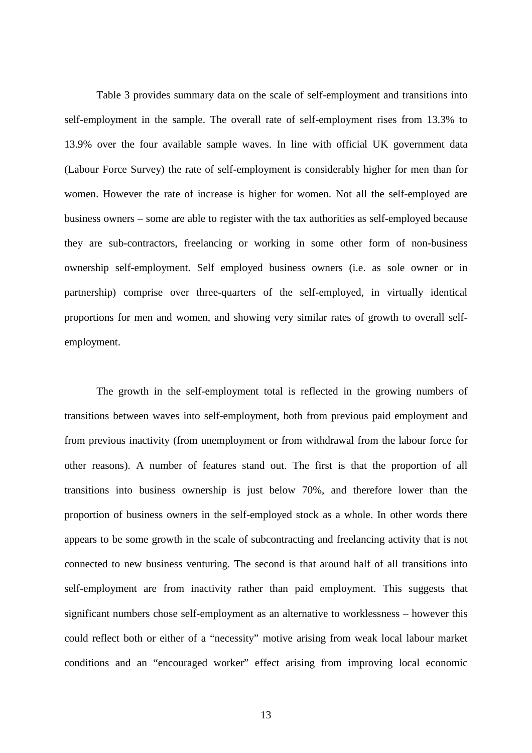Table 3 provides summary data on the scale of self-employment and transitions into self-employment in the sample. The overall rate of self-employment rises from 13.3% to 13.9% over the four available sample waves. In line with official UK government data (Labour Force Survey) the rate of self-employment is considerably higher for men than for women. However the rate of increase is higher for women. Not all the self-employed are business owners – some are able to register with the tax authorities as self-employed because they are sub-contractors, freelancing or working in some other form of non-business ownership self-employment. Self employed business owners (i.e. as sole owner or in partnership) comprise over three-quarters of the self-employed, in virtually identical proportions for men and women, and showing very similar rates of growth to overall self-employment.

The growth in the self-employment total is reflected in the growing numbers of transitions between waves into self-employment, both from previous paid employment and from previous inactivity (from unemployment or from withdrawal from the labour force for other reasons). A number of features stand out. The first is that the proportion of all transitions into business ownership is just below 70%, and therefore lower than the proportion of business owners in the self-employed stock as a whole. In other words there appears to be some growth in the scale of subcontracting and freelancing activity that is not connected to new business venturing. The second is that around half of all transitions into self-employment are from inactivity rather than paid employment. This suggests that significant numbers chose self-employment as an alternative to worklessness – however this could reflect both or either of a "necessity" motive arising from weak local labour market conditions and an "encouraged worker" effect arising from improving local economic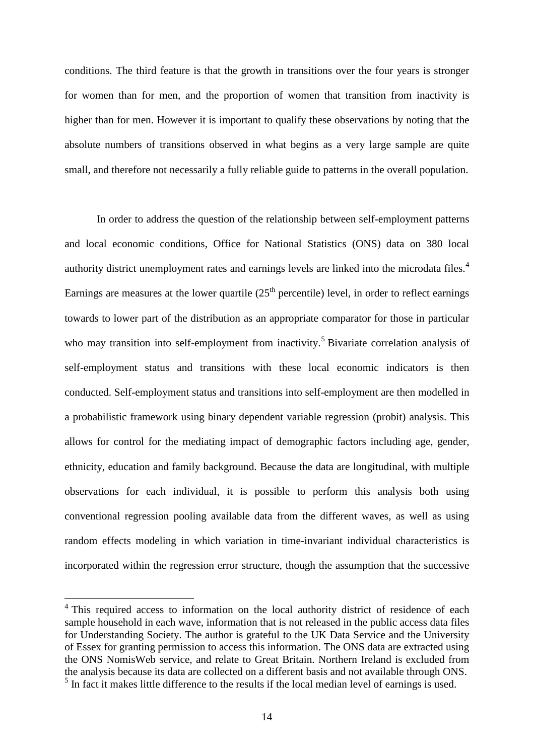conditions. The third feature is that the growth in transitions over the four years is stronger for women than for men, and the proportion of women that transition from inactivity is higher than for men. However it is important to qualify these observations by noting that the absolute numbers of transitions observed in what begins as a very large sample are quite small, and therefore not necessarily a fully reliable guide to patterns in the overall population.

In order to address the question of the relationship between self-employment patterns and local economic conditions, Office for National Statistics (ONS) data on 380 local authority district unemployment rates and earnings levels are linked into the microdata files.[4] Earnings are measures at the lower quartile (25th percentile) level, in order to reflect earnings towards to lower part of the distribution as an appropriate comparator for those in particular who may transition into self-employment from inactivity.[5] Bivariate correlation analysis of self-employment status and transitions with these local economic indicators is then conducted. Self-employment status and transitions into self-employment are then modelled in a probabilistic framework using binary dependent variable regression (probit) analysis. This allows for control for the mediating impact of demographic factors including age, gender, ethnicity, education and family background. Because the data are longitudinal, with multiple observations for each individual, it is possible to perform this analysis both using conventional regression pooling available data from the different waves, as well as using random effects modeling in which variation in time-invariant individual characteristics is incorporated within the regression error structure, though the assumption that the successive

[4] This required access to information on the local authority district of residence of each sample household in each wave, information that is not released in the public access data files for Understanding Society. The author is grateful to the UK Data Service and the University of Essex for granting permission to access this information. The ONS data are extracted using the ONS NomisWeb service, and relate to Great Britain. Northern Ireland is excluded from the analysis because its data are collected on a different basis and not available through ONS.

[5] In fact it makes little difference to the results if the local median level of earnings is used.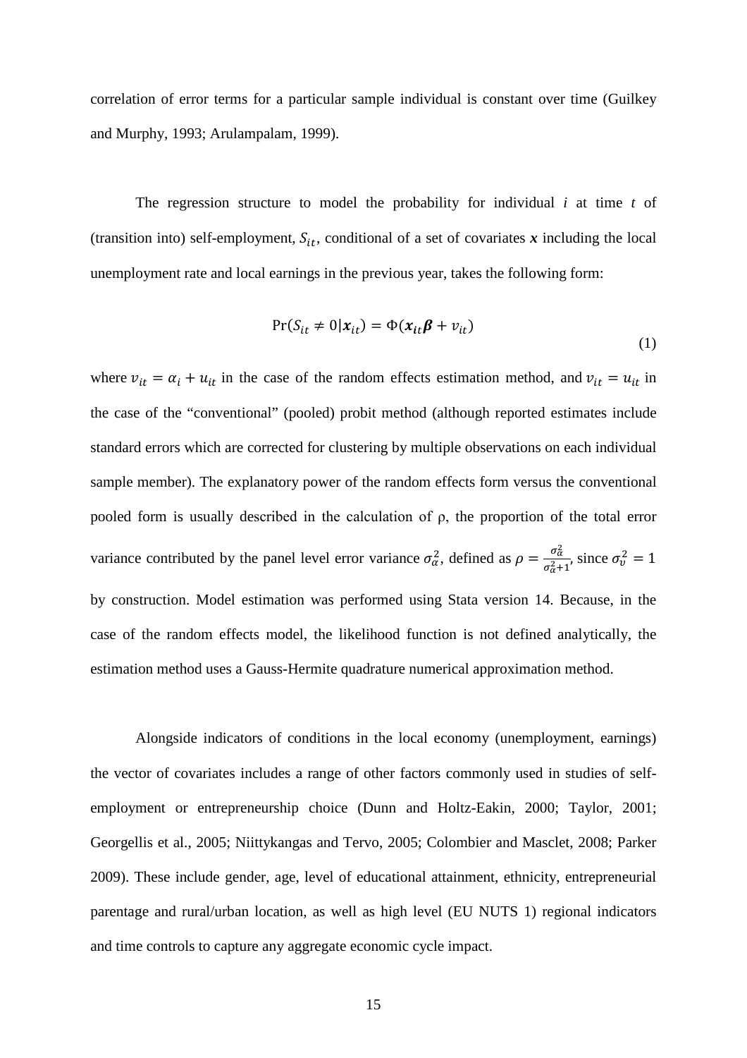correlation of error terms for a particular sample individual is constant over time (Guilkey and Murphy, 1993; Arulampalam, 1999).

The regression structure to model the probability for individual *i* at time *t* of (transition into) self-employment, $S_{it}$, conditional of a set of covariates $\boldsymbol{x}$ including the local unemployment rate and local earnings in the previous year, takes the following form:

$$\Pr(S_{it} \neq 0 | \boldsymbol{x}_{it}) = \Phi(\boldsymbol{x}_{it}\boldsymbol{\beta} + v_{it}) \tag{1}$$

where $v_{it} = \alpha_i + u_{it}$ in the case of the random effects estimation method, and $v_{it} = u_{it}$ in the case of the "conventional" (pooled) probit method (although reported estimates include standard errors which are corrected for clustering by multiple observations on each individual sample member). The explanatory power of the random effects form versus the conventional pooled form is usually described in the calculation of ρ, the proportion of the total error variance contributed by the panel level error variance $\sigma_\alpha^2$, defined as $\rho = \frac{\sigma_\alpha^2}{\sigma_\alpha^2 + 1}$, since $\sigma_v^2 = 1$ by construction. Model estimation was performed using Stata version 14. Because, in the case of the random effects model, the likelihood function is not defined analytically, the estimation method uses a Gauss-Hermite quadrature numerical approximation method.

Alongside indicators of conditions in the local economy (unemployment, earnings) the vector of covariates includes a range of other factors commonly used in studies of self-employment or entrepreneurship choice (Dunn and Holtz-Eakin, 2000; Taylor, 2001; Georgellis et al., 2005; Niittykangas and Tervo, 2005; Colombier and Masclet, 2008; Parker 2009). These include gender, age, level of educational attainment, ethnicity, entrepreneurial parentage and rural/urban location, as well as high level (EU NUTS 1) regional indicators and time controls to capture any aggregate economic cycle impact.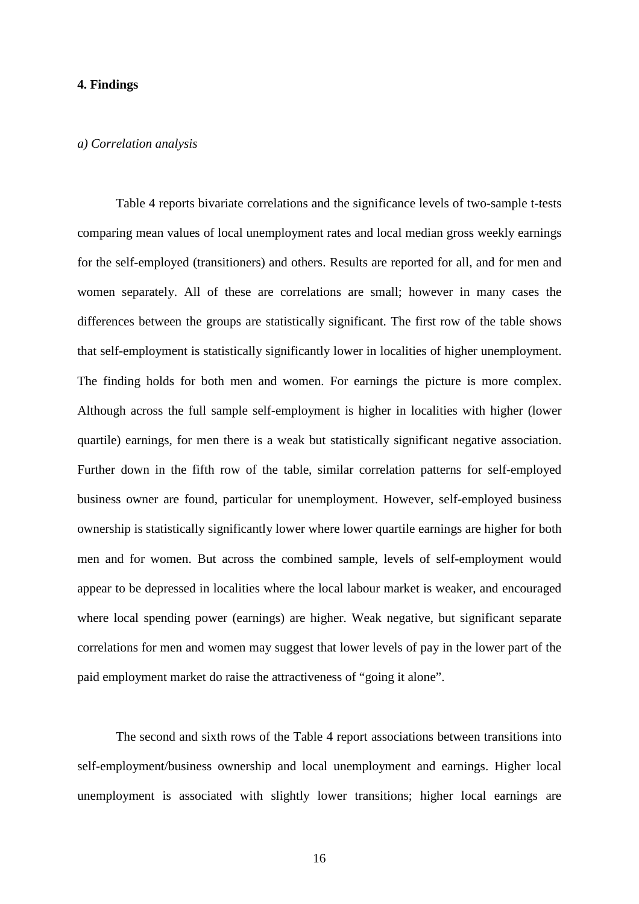**4. Findings**

*a) Correlation analysis*

Table 4 reports bivariate correlations and the significance levels of two-sample t-tests comparing mean values of local unemployment rates and local median gross weekly earnings for the self-employed (transitioners) and others. Results are reported for all, and for men and women separately. All of these are correlations are small; however in many cases the differences between the groups are statistically significant. The first row of the table shows that self-employment is statistically significantly lower in localities of higher unemployment. The finding holds for both men and women. For earnings the picture is more complex. Although across the full sample self-employment is higher in localities with higher (lower quartile) earnings, for men there is a weak but statistically significant negative association. Further down in the fifth row of the table, similar correlation patterns for self-employed business owner are found, particular for unemployment. However, self-employed business ownership is statistically significantly lower where lower quartile earnings are higher for both men and for women. But across the combined sample, levels of self-employment would appear to be depressed in localities where the local labour market is weaker, and encouraged where local spending power (earnings) are higher. Weak negative, but significant separate correlations for men and women may suggest that lower levels of pay in the lower part of the paid employment market do raise the attractiveness of "going it alone".

The second and sixth rows of the Table 4 report associations between transitions into self-employment/business ownership and local unemployment and earnings. Higher local unemployment is associated with slightly lower transitions; higher local earnings are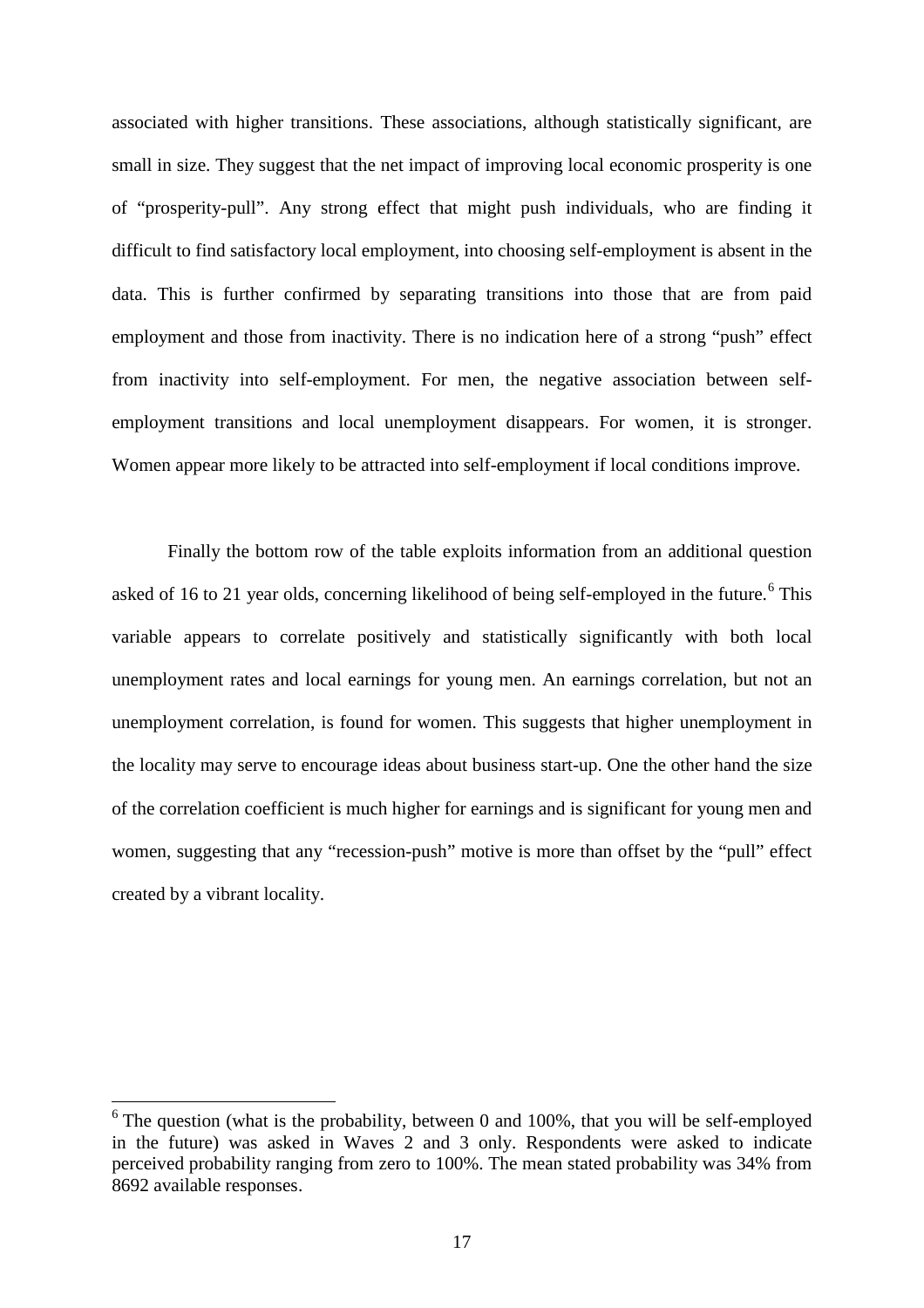associated with higher transitions. These associations, although statistically significant, are small in size. They suggest that the net impact of improving local economic prosperity is one of "prosperity-pull". Any strong effect that might push individuals, who are finding it difficult to find satisfactory local employment, into choosing self-employment is absent in the data. This is further confirmed by separating transitions into those that are from paid employment and those from inactivity. There is no indication here of a strong "push" effect from inactivity into self-employment. For men, the negative association between self-employment transitions and local unemployment disappears. For women, it is stronger. Women appear more likely to be attracted into self-employment if local conditions improve.

Finally the bottom row of the table exploits information from an additional question asked of 16 to 21 year olds, concerning likelihood of being self-employed in the future.[6] This variable appears to correlate positively and statistically significantly with both local unemployment rates and local earnings for young men. An earnings correlation, but not an unemployment correlation, is found for women. This suggests that higher unemployment in the locality may serve to encourage ideas about business start-up. One the other hand the size of the correlation coefficient is much higher for earnings and is significant for young men and women, suggesting that any "recession-push" motive is more than offset by the "pull" effect created by a vibrant locality.

[6] The question (what is the probability, between 0 and 100%, that you will be self-employed in the future) was asked in Waves 2 and 3 only. Respondents were asked to indicate perceived probability ranging from zero to 100%. The mean stated probability was 34% from 8692 available responses.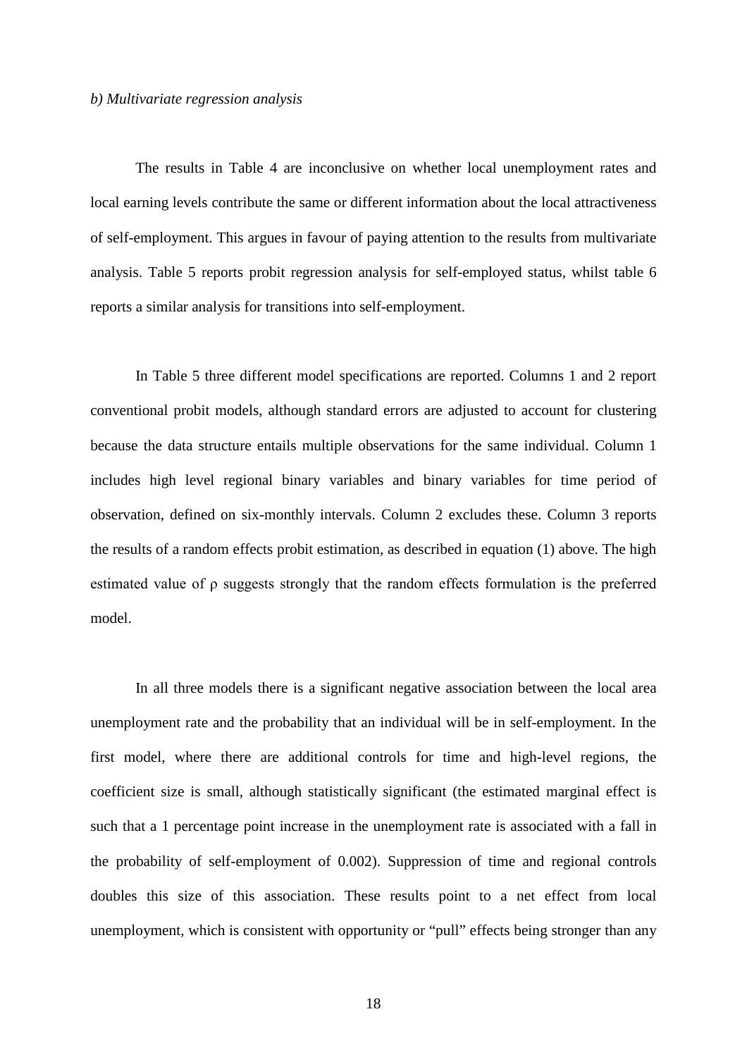*b) Multivariate regression analysis*

The results in Table 4 are inconclusive on whether local unemployment rates and local earning levels contribute the same or different information about the local attractiveness of self-employment. This argues in favour of paying attention to the results from multivariate analysis. Table 5 reports probit regression analysis for self-employed status, whilst table 6 reports a similar analysis for transitions into self-employment.

In Table 5 three different model specifications are reported. Columns 1 and 2 report conventional probit models, although standard errors are adjusted to account for clustering because the data structure entails multiple observations for the same individual. Column 1 includes high level regional binary variables and binary variables for time period of observation, defined on six-monthly intervals. Column 2 excludes these. Column 3 reports the results of a random effects probit estimation, as described in equation (1) above. The high estimated value of $\rho$ suggests strongly that the random effects formulation is the preferred model.

In all three models there is a significant negative association between the local area unemployment rate and the probability that an individual will be in self-employment. In the first model, where there are additional controls for time and high-level regions, the coefficient size is small, although statistically significant (the estimated marginal effect is such that a 1 percentage point increase in the unemployment rate is associated with a fall in the probability of self-employment of 0.002). Suppression of time and regional controls doubles this size of this association. These results point to a net effect from local unemployment, which is consistent with opportunity or "pull" effects being stronger than any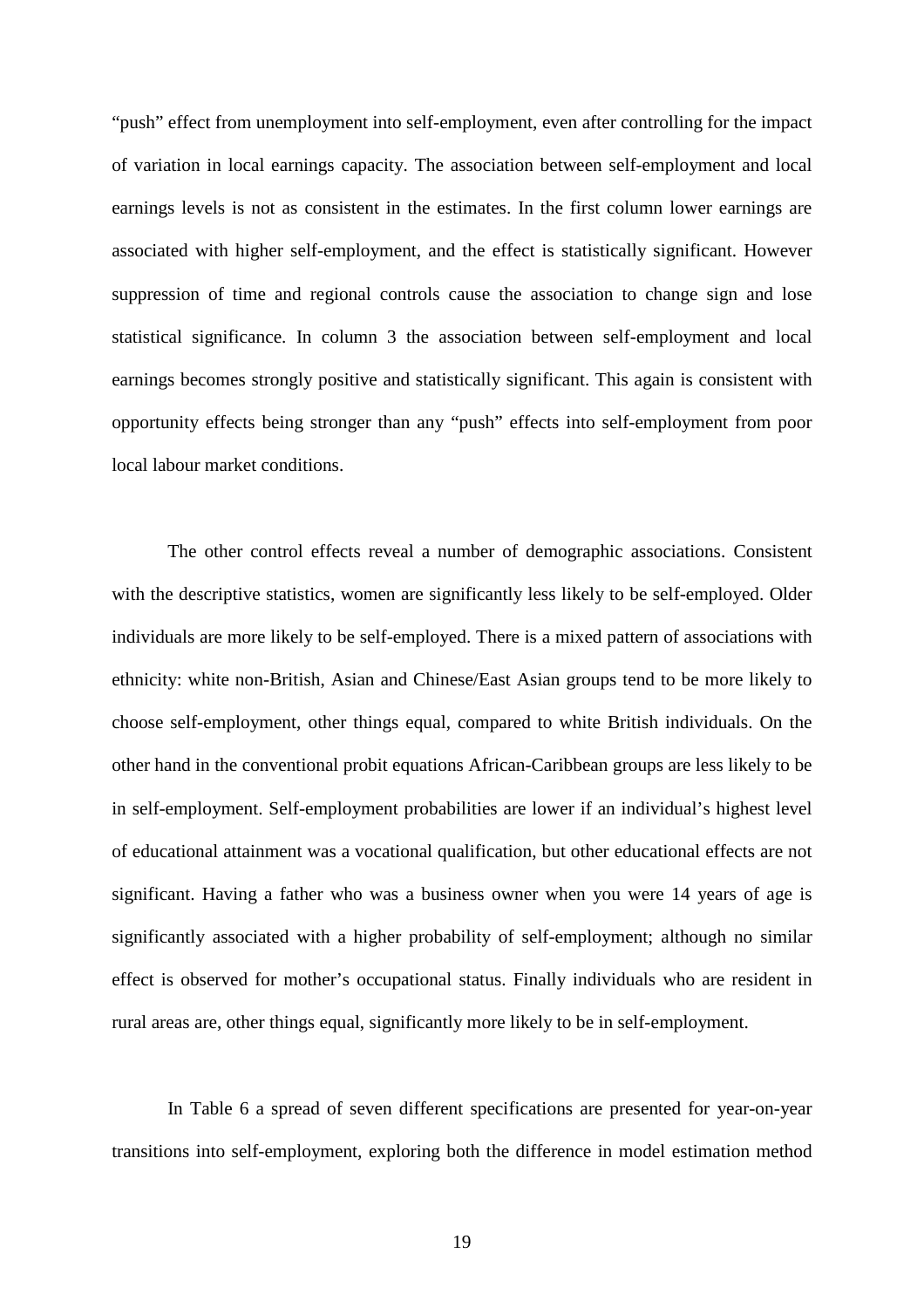"push" effect from unemployment into self-employment, even after controlling for the impact of variation in local earnings capacity. The association between self-employment and local earnings levels is not as consistent in the estimates. In the first column lower earnings are associated with higher self-employment, and the effect is statistically significant. However suppression of time and regional controls cause the association to change sign and lose statistical significance. In column 3 the association between self-employment and local earnings becomes strongly positive and statistically significant. This again is consistent with opportunity effects being stronger than any "push" effects into self-employment from poor local labour market conditions.

The other control effects reveal a number of demographic associations. Consistent with the descriptive statistics, women are significantly less likely to be self-employed. Older individuals are more likely to be self-employed. There is a mixed pattern of associations with ethnicity: white non-British, Asian and Chinese/East Asian groups tend to be more likely to choose self-employment, other things equal, compared to white British individuals. On the other hand in the conventional probit equations African-Caribbean groups are less likely to be in self-employment. Self-employment probabilities are lower if an individual's highest level of educational attainment was a vocational qualification, but other educational effects are not significant. Having a father who was a business owner when you were 14 years of age is significantly associated with a higher probability of self-employment; although no similar effect is observed for mother's occupational status. Finally individuals who are resident in rural areas are, other things equal, significantly more likely to be in self-employment.

In Table 6 a spread of seven different specifications are presented for year-on-year transitions into self-employment, exploring both the difference in model estimation method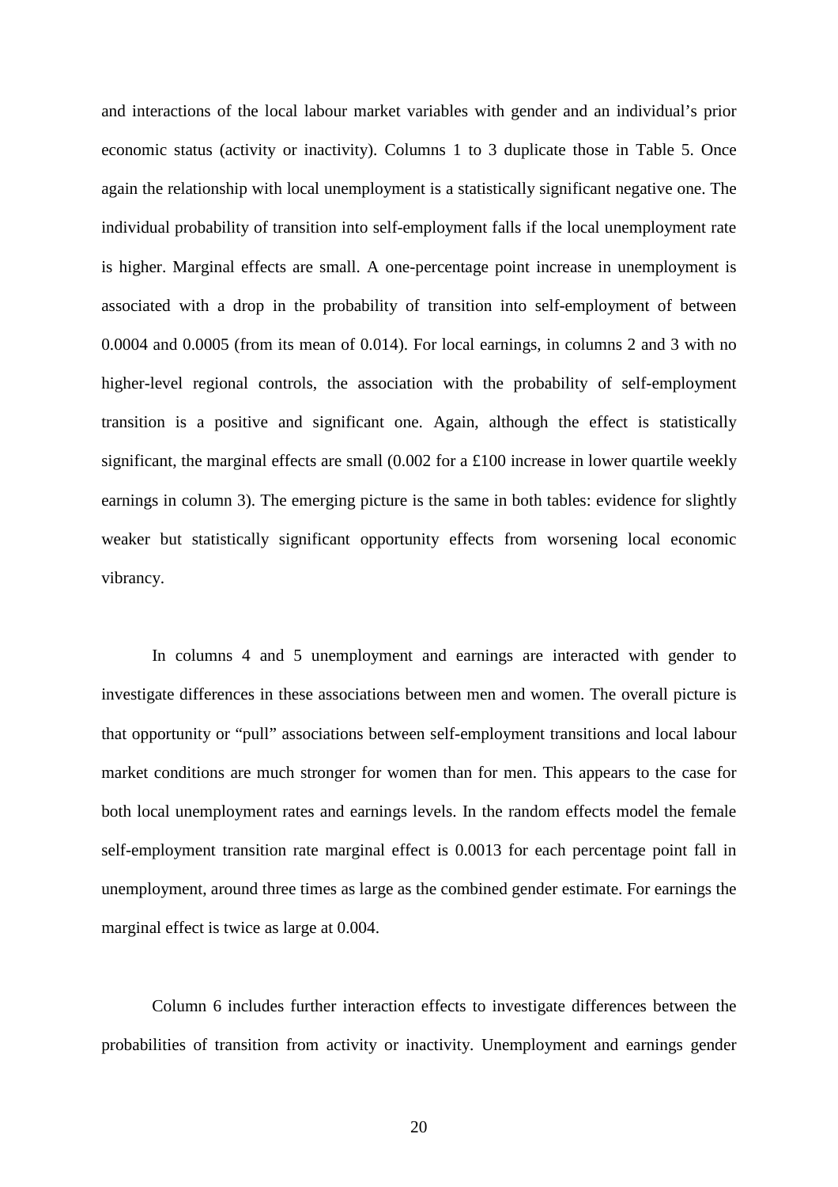and interactions of the local labour market variables with gender and an individual's prior economic status (activity or inactivity). Columns 1 to 3 duplicate those in Table 5. Once again the relationship with local unemployment is a statistically significant negative one. The individual probability of transition into self-employment falls if the local unemployment rate is higher. Marginal effects are small. A one-percentage point increase in unemployment is associated with a drop in the probability of transition into self-employment of between 0.0004 and 0.0005 (from its mean of 0.014). For local earnings, in columns 2 and 3 with no higher-level regional controls, the association with the probability of self-employment transition is a positive and significant one. Again, although the effect is statistically significant, the marginal effects are small (0.002 for a £100 increase in lower quartile weekly earnings in column 3). The emerging picture is the same in both tables: evidence for slightly weaker but statistically significant opportunity effects from worsening local economic vibrancy.

In columns 4 and 5 unemployment and earnings are interacted with gender to investigate differences in these associations between men and women. The overall picture is that opportunity or "pull" associations between self-employment transitions and local labour market conditions are much stronger for women than for men. This appears to the case for both local unemployment rates and earnings levels. In the random effects model the female self-employment transition rate marginal effect is 0.0013 for each percentage point fall in unemployment, around three times as large as the combined gender estimate. For earnings the marginal effect is twice as large at 0.004.

Column 6 includes further interaction effects to investigate differences between the probabilities of transition from activity or inactivity. Unemployment and earnings gender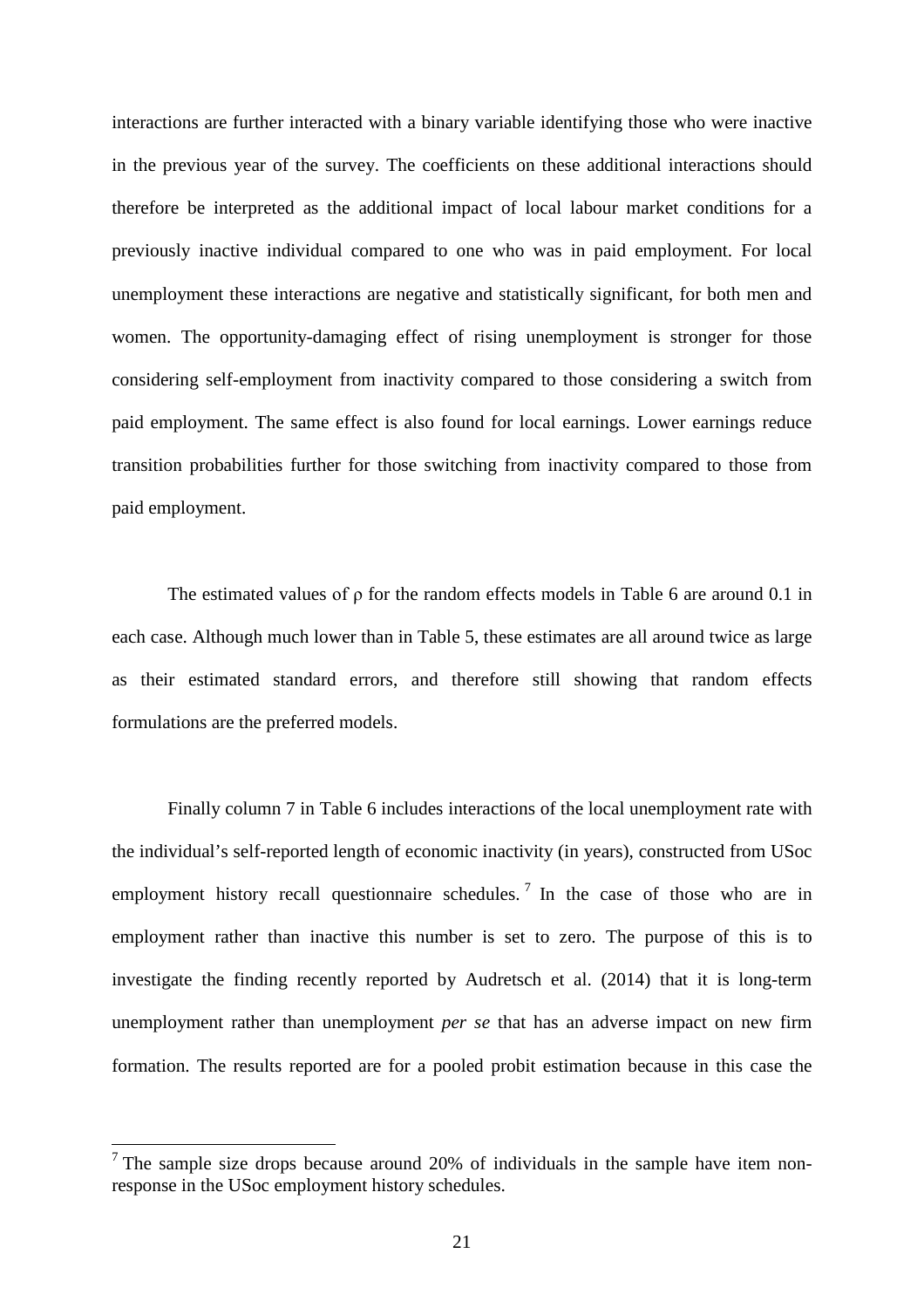interactions are further interacted with a binary variable identifying those who were inactive in the previous year of the survey. The coefficients on these additional interactions should therefore be interpreted as the additional impact of local labour market conditions for a previously inactive individual compared to one who was in paid employment. For local unemployment these interactions are negative and statistically significant, for both men and women. The opportunity-damaging effect of rising unemployment is stronger for those considering self-employment from inactivity compared to those considering a switch from paid employment. The same effect is also found for local earnings. Lower earnings reduce transition probabilities further for those switching from inactivity compared to those from paid employment.

The estimated values of $\rho$ for the random effects models in Table 6 are around 0.1 in each case. Although much lower than in Table 5, these estimates are all around twice as large as their estimated standard errors, and therefore still showing that random effects formulations are the preferred models.

Finally column 7 in Table 6 includes interactions of the local unemployment rate with the individual's self-reported length of economic inactivity (in years), constructed from USoc employment history recall questionnaire schedules.[7] In the case of those who are in employment rather than inactive this number is set to zero. The purpose of this is to investigate the finding recently reported by Audretsch et al. (2014) that it is long-term unemployment rather than unemployment *per se* that has an adverse impact on new firm formation. The results reported are for a pooled probit estimation because in this case the

[7] The sample size drops because around 20% of individuals in the sample have item non-response in the USoc employment history schedules.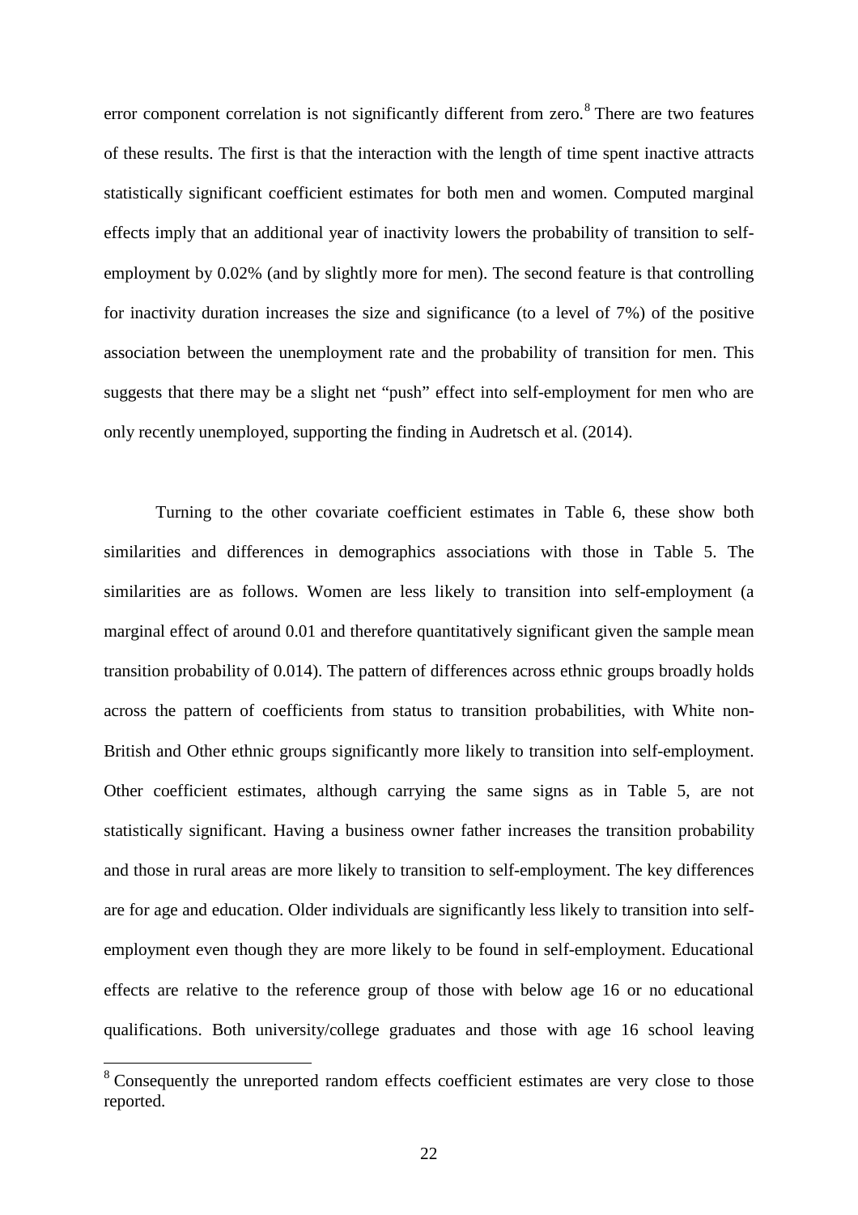error component correlation is not significantly different from zero.[8] There are two features of these results. The first is that the interaction with the length of time spent inactive attracts statistically significant coefficient estimates for both men and women. Computed marginal effects imply that an additional year of inactivity lowers the probability of transition to self-employment by 0.02% (and by slightly more for men). The second feature is that controlling for inactivity duration increases the size and significance (to a level of 7%) of the positive association between the unemployment rate and the probability of transition for men. This suggests that there may be a slight net "push" effect into self-employment for men who are only recently unemployed, supporting the finding in Audretsch et al. (2014).

Turning to the other covariate coefficient estimates in Table 6, these show both similarities and differences in demographics associations with those in Table 5. The similarities are as follows. Women are less likely to transition into self-employment (a marginal effect of around 0.01 and therefore quantitatively significant given the sample mean transition probability of 0.014). The pattern of differences across ethnic groups broadly holds across the pattern of coefficients from status to transition probabilities, with White non-British and Other ethnic groups significantly more likely to transition into self-employment. Other coefficient estimates, although carrying the same signs as in Table 5, are not statistically significant. Having a business owner father increases the transition probability and those in rural areas are more likely to transition to self-employment. The key differences are for age and education. Older individuals are significantly less likely to transition into self-employment even though they are more likely to be found in self-employment. Educational effects are relative to the reference group of those with below age 16 or no educational qualifications. Both university/college graduates and those with age 16 school leaving

[8] Consequently the unreported random effects coefficient estimates are very close to those reported.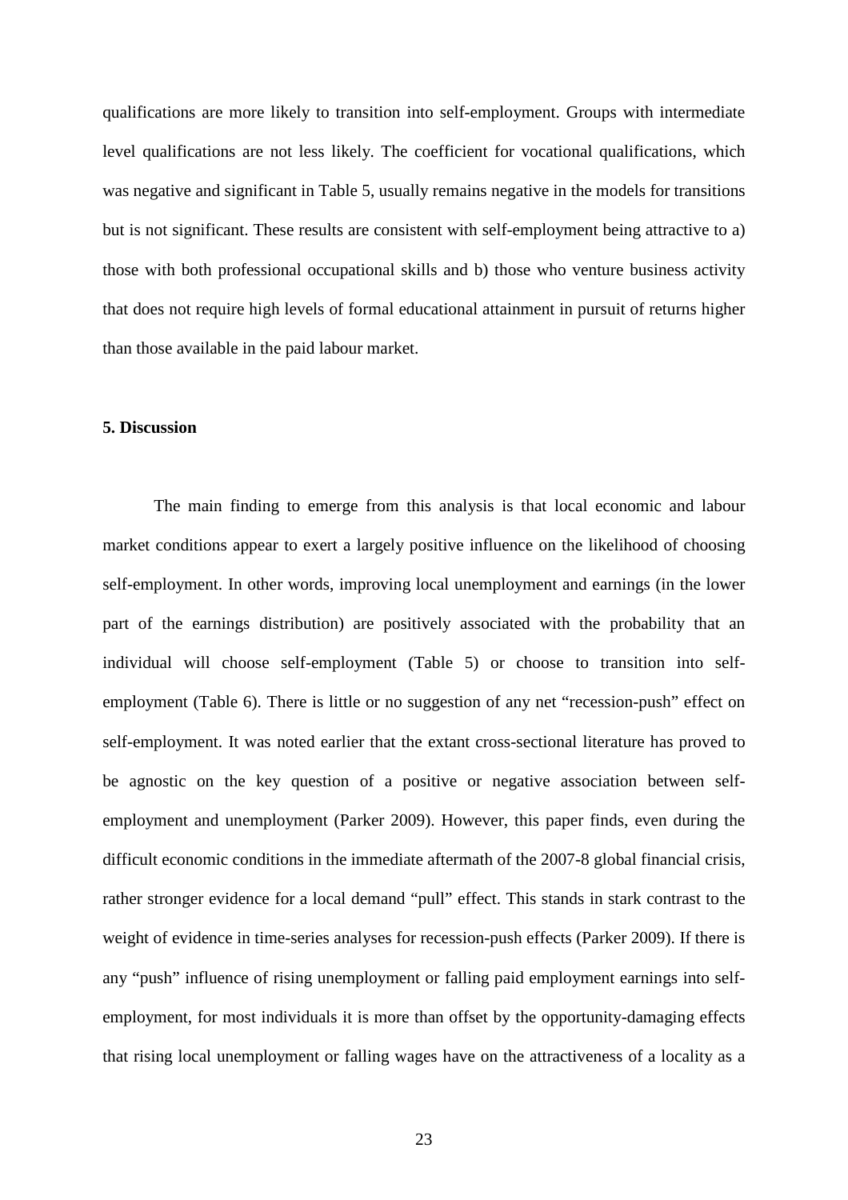qualifications are more likely to transition into self-employment. Groups with intermediate level qualifications are not less likely. The coefficient for vocational qualifications, which was negative and significant in Table 5, usually remains negative in the models for transitions but is not significant. These results are consistent with self-employment being attractive to a) those with both professional occupational skills and b) those who venture business activity that does not require high levels of formal educational attainment in pursuit of returns higher than those available in the paid labour market.

## 5. Discussion

The main finding to emerge from this analysis is that local economic and labour market conditions appear to exert a largely positive influence on the likelihood of choosing self-employment. In other words, improving local unemployment and earnings (in the lower part of the earnings distribution) are positively associated with the probability that an individual will choose self-employment (Table 5) or choose to transition into self-employment (Table 6). There is little or no suggestion of any net "recession-push" effect on self-employment. It was noted earlier that the extant cross-sectional literature has proved to be agnostic on the key question of a positive or negative association between self-employment and unemployment (Parker 2009). However, this paper finds, even during the difficult economic conditions in the immediate aftermath of the 2007-8 global financial crisis, rather stronger evidence for a local demand "pull" effect. This stands in stark contrast to the weight of evidence in time-series analyses for recession-push effects (Parker 2009). If there is any "push" influence of rising unemployment or falling paid employment earnings into self-employment, for most individuals it is more than offset by the opportunity-damaging effects that rising local unemployment or falling wages have on the attractiveness of a locality as a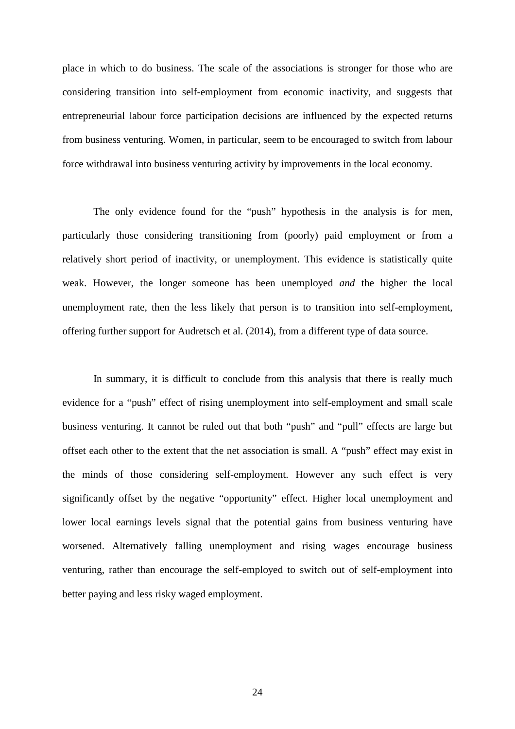place in which to do business. The scale of the associations is stronger for those who are considering transition into self-employment from economic inactivity, and suggests that entrepreneurial labour force participation decisions are influenced by the expected returns from business venturing. Women, in particular, seem to be encouraged to switch from labour force withdrawal into business venturing activity by improvements in the local economy.

The only evidence found for the "push" hypothesis in the analysis is for men, particularly those considering transitioning from (poorly) paid employment or from a relatively short period of inactivity, or unemployment. This evidence is statistically quite weak. However, the longer someone has been unemployed *and* the higher the local unemployment rate, then the less likely that person is to transition into self-employment, offering further support for Audretsch et al. (2014), from a different type of data source.

In summary, it is difficult to conclude from this analysis that there is really much evidence for a "push" effect of rising unemployment into self-employment and small scale business venturing. It cannot be ruled out that both "push" and "pull" effects are large but offset each other to the extent that the net association is small. A "push" effect may exist in the minds of those considering self-employment. However any such effect is very significantly offset by the negative "opportunity" effect. Higher local unemployment and lower local earnings levels signal that the potential gains from business venturing have worsened. Alternatively falling unemployment and rising wages encourage business venturing, rather than encourage the self-employed to switch out of self-employment into better paying and less risky waged employment.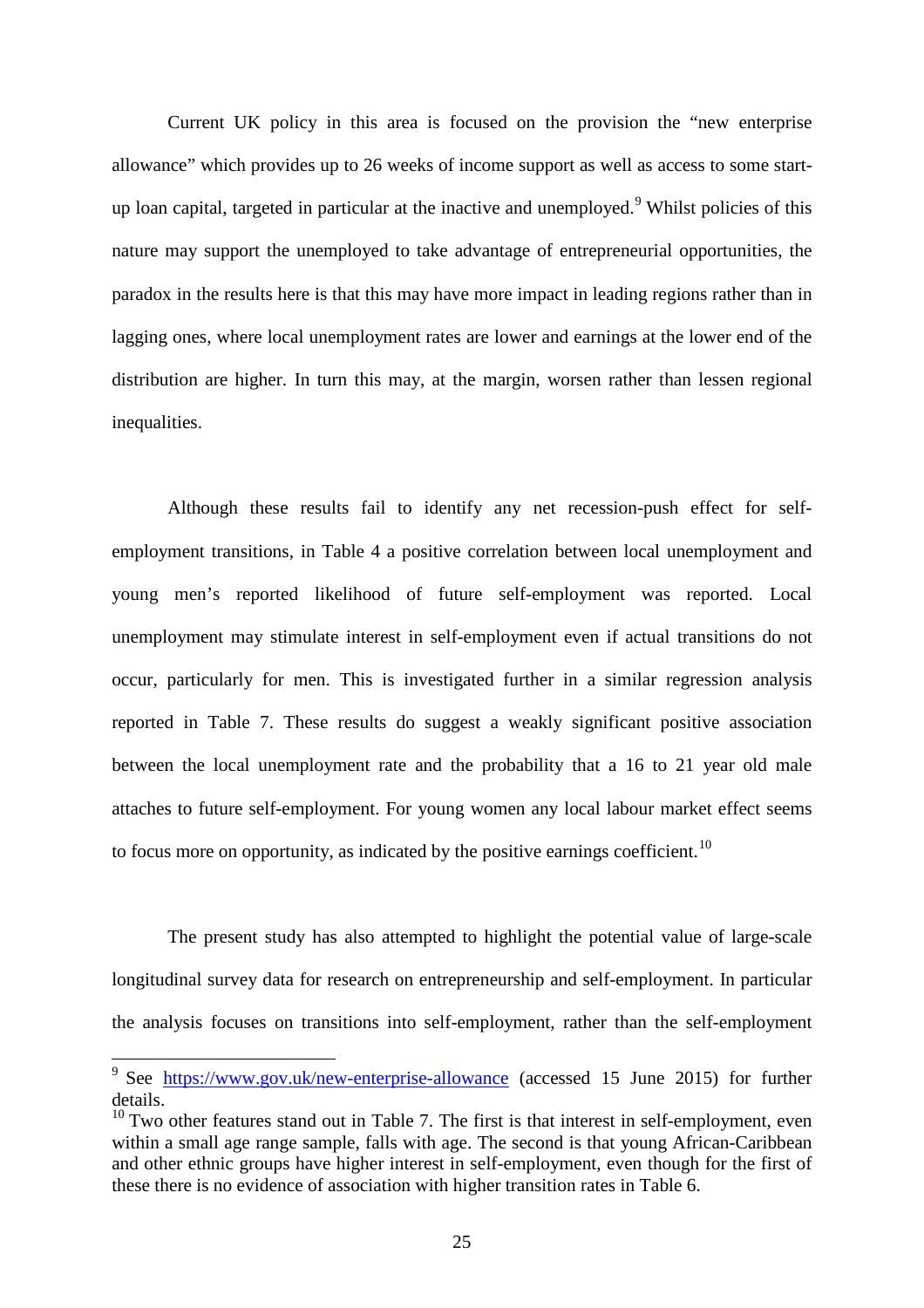Current UK policy in this area is focused on the provision the "new enterprise allowance" which provides up to 26 weeks of income support as well as access to some start-up loan capital, targeted in particular at the inactive and unemployed.[9] Whilst policies of this nature may support the unemployed to take advantage of entrepreneurial opportunities, the paradox in the results here is that this may have more impact in leading regions rather than in lagging ones, where local unemployment rates are lower and earnings at the lower end of the distribution are higher. In turn this may, at the margin, worsen rather than lessen regional inequalities.

Although these results fail to identify any net recession-push effect for self-employment transitions, in Table 4 a positive correlation between local unemployment and young men's reported likelihood of future self-employment was reported. Local unemployment may stimulate interest in self-employment even if actual transitions do not occur, particularly for men. This is investigated further in a similar regression analysis reported in Table 7. These results do suggest a weakly significant positive association between the local unemployment rate and the probability that a 16 to 21 year old male attaches to future self-employment. For young women any local labour market effect seems to focus more on opportunity, as indicated by the positive earnings coefficient.[10]

The present study has also attempted to highlight the potential value of large-scale longitudinal survey data for research on entrepreneurship and self-employment. In particular the analysis focuses on transitions into self-employment, rather than the self-employment

---

[9] See https://www.gov.uk/new-enterprise-allowance (accessed 15 June 2015) for further details.

[10] Two other features stand out in Table 7. The first is that interest in self-employment, even within a small age range sample, falls with age. The second is that young African-Caribbean and other ethnic groups have higher interest in self-employment, even though for the first of these there is no evidence of association with higher transition rates in Table 6.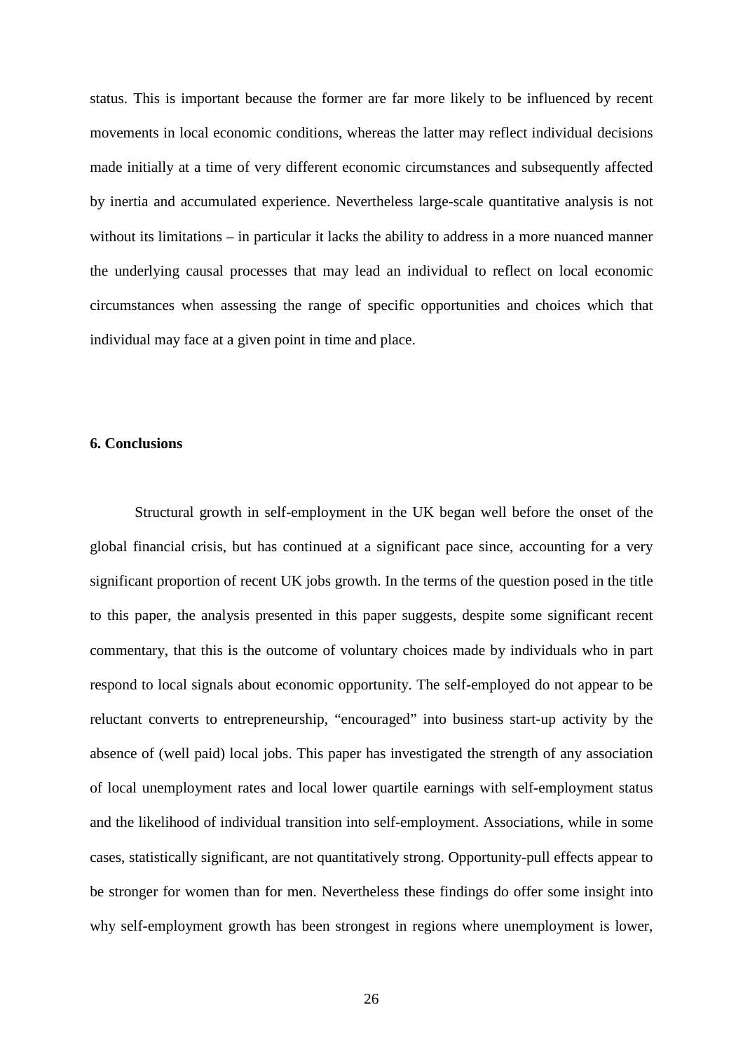status. This is important because the former are far more likely to be influenced by recent movements in local economic conditions, whereas the latter may reflect individual decisions made initially at a time of very different economic circumstances and subsequently affected by inertia and accumulated experience. Nevertheless large-scale quantitative analysis is not without its limitations – in particular it lacks the ability to address in a more nuanced manner the underlying causal processes that may lead an individual to reflect on local economic circumstances when assessing the range of specific opportunities and choices which that individual may face at a given point in time and place.

## 6. Conclusions

Structural growth in self-employment in the UK began well before the onset of the global financial crisis, but has continued at a significant pace since, accounting for a very significant proportion of recent UK jobs growth. In the terms of the question posed in the title to this paper, the analysis presented in this paper suggests, despite some significant recent commentary, that this is the outcome of voluntary choices made by individuals who in part respond to local signals about economic opportunity. The self-employed do not appear to be reluctant converts to entrepreneurship, "encouraged" into business start-up activity by the absence of (well paid) local jobs. This paper has investigated the strength of any association of local unemployment rates and local lower quartile earnings with self-employment status and the likelihood of individual transition into self-employment. Associations, while in some cases, statistically significant, are not quantitatively strong. Opportunity-pull effects appear to be stronger for women than for men. Nevertheless these findings do offer some insight into why self-employment growth has been strongest in regions where unemployment is lower,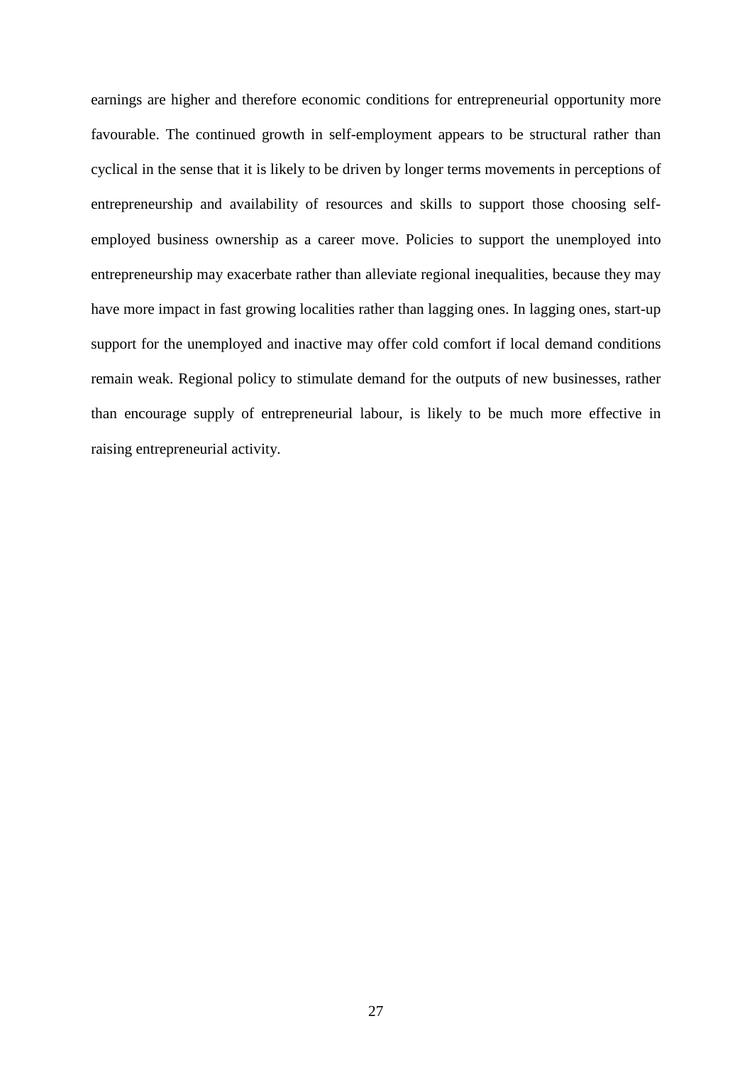earnings are higher and therefore economic conditions for entrepreneurial opportunity more favourable. The continued growth in self-employment appears to be structural rather than cyclical in the sense that it is likely to be driven by longer terms movements in perceptions of entrepreneurship and availability of resources and skills to support those choosing self-employed business ownership as a career move. Policies to support the unemployed into entrepreneurship may exacerbate rather than alleviate regional inequalities, because they may have more impact in fast growing localities rather than lagging ones. In lagging ones, start-up support for the unemployed and inactive may offer cold comfort if local demand conditions remain weak. Regional policy to stimulate demand for the outputs of new businesses, rather than encourage supply of entrepreneurial labour, is likely to be much more effective in raising entrepreneurial activity.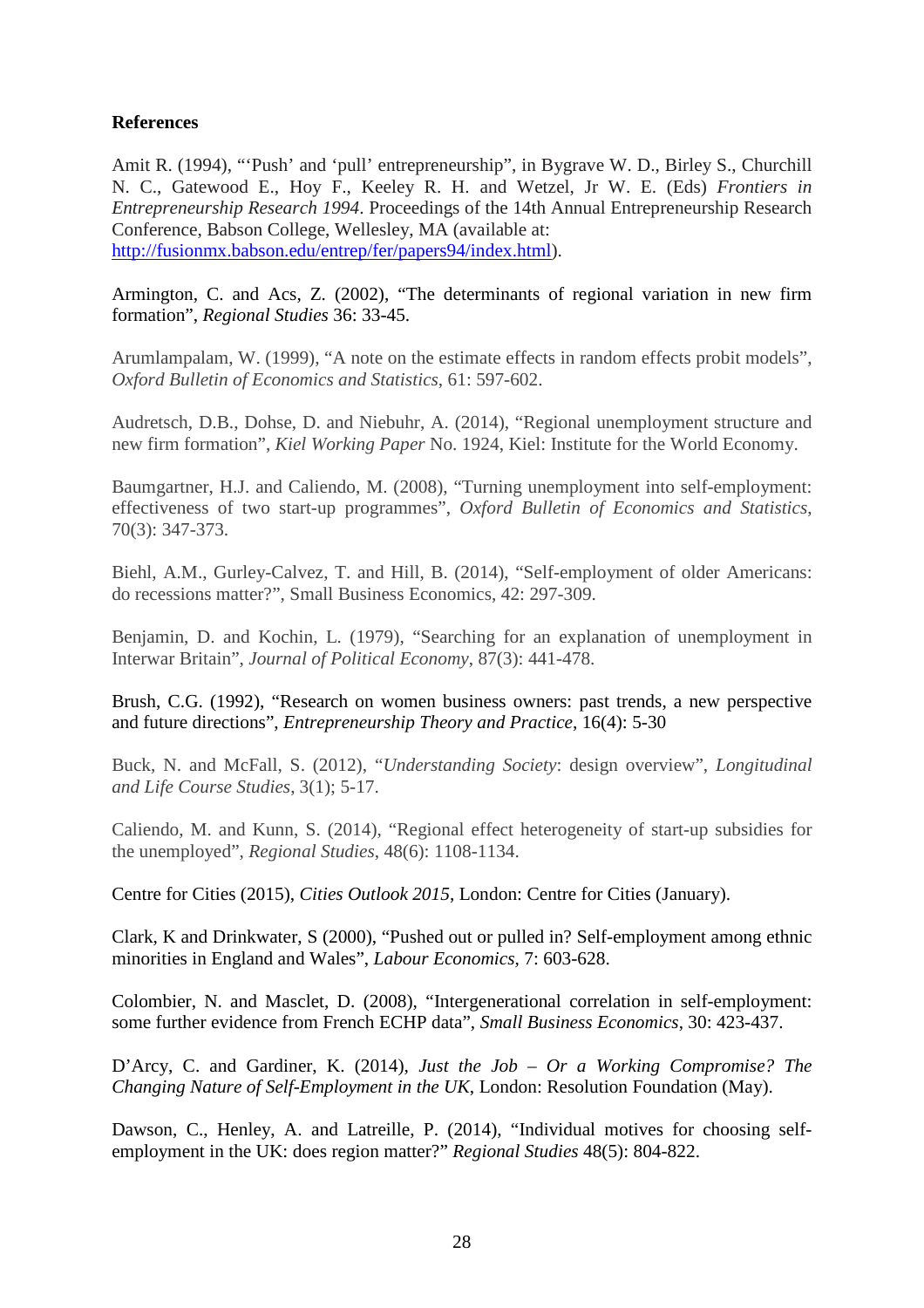**References**

Amit R. (1994), "'Push' and 'pull' entrepreneurship", in Bygrave W. D., Birley S., Churchill N. C., Gatewood E., Hoy F., Keeley R. H. and Wetzel, Jr W. E. (Eds) *Frontiers in Entrepreneurship Research 1994*. Proceedings of the 14th Annual Entrepreneurship Research Conference, Babson College, Wellesley, MA (available at: http://fusionmx.babson.edu/entrep/fer/papers94/index.html).

Armington, C. and Acs, Z. (2002), "The determinants of regional variation in new firm formation", *Regional Studies* 36: 33-45.

Arumlampalam, W. (1999), "A note on the estimate effects in random effects probit models", *Oxford Bulletin of Economics and Statistics*, 61: 597-602.

Audretsch, D.B., Dohse, D. and Niebuhr, A. (2014), "Regional unemployment structure and new firm formation", *Kiel Working Paper* No. 1924, Kiel: Institute for the World Economy.

Baumgartner, H.J. and Caliendo, M. (2008), "Turning unemployment into self-employment: effectiveness of two start-up programmes", *Oxford Bulletin of Economics and Statistics*, 70(3): 347-373.

Biehl, A.M., Gurley-Calvez, T. and Hill, B. (2014), "Self-employment of older Americans: do recessions matter?", Small Business Economics, 42: 297-309.

Benjamin, D. and Kochin, L. (1979), "Searching for an explanation of unemployment in Interwar Britain", *Journal of Political Economy*, 87(3): 441-478.

Brush, C.G. (1992), "Research on women business owners: past trends, a new perspective and future directions", *Entrepreneurship Theory and Practice*, 16(4): 5-30

Buck, N. and McFall, S. (2012), "*Understanding Society*: design overview", *Longitudinal and Life Course Studies*, 3(1); 5-17.

Caliendo, M. and Kunn, S. (2014), "Regional effect heterogeneity of start-up subsidies for the unemployed", *Regional Studies*, 48(6): 1108-1134.

Centre for Cities (2015), *Cities Outlook 2015*, London: Centre for Cities (January).

Clark, K and Drinkwater, S (2000), "Pushed out or pulled in? Self-employment among ethnic minorities in England and Wales", *Labour Economics*, 7: 603-628.

Colombier, N. and Masclet, D. (2008), "Intergenerational correlation in self-employment: some further evidence from French ECHP data", *Small Business Economics*, 30: 423-437.

D'Arcy, C. and Gardiner, K. (2014), *Just the Job – Or a Working Compromise? The Changing Nature of Self-Employment in the UK*, London: Resolution Foundation (May).

Dawson, C., Henley, A. and Latreille, P. (2014), "Individual motives for choosing self-employment in the UK: does region matter?" *Regional Studies* 48(5): 804-822.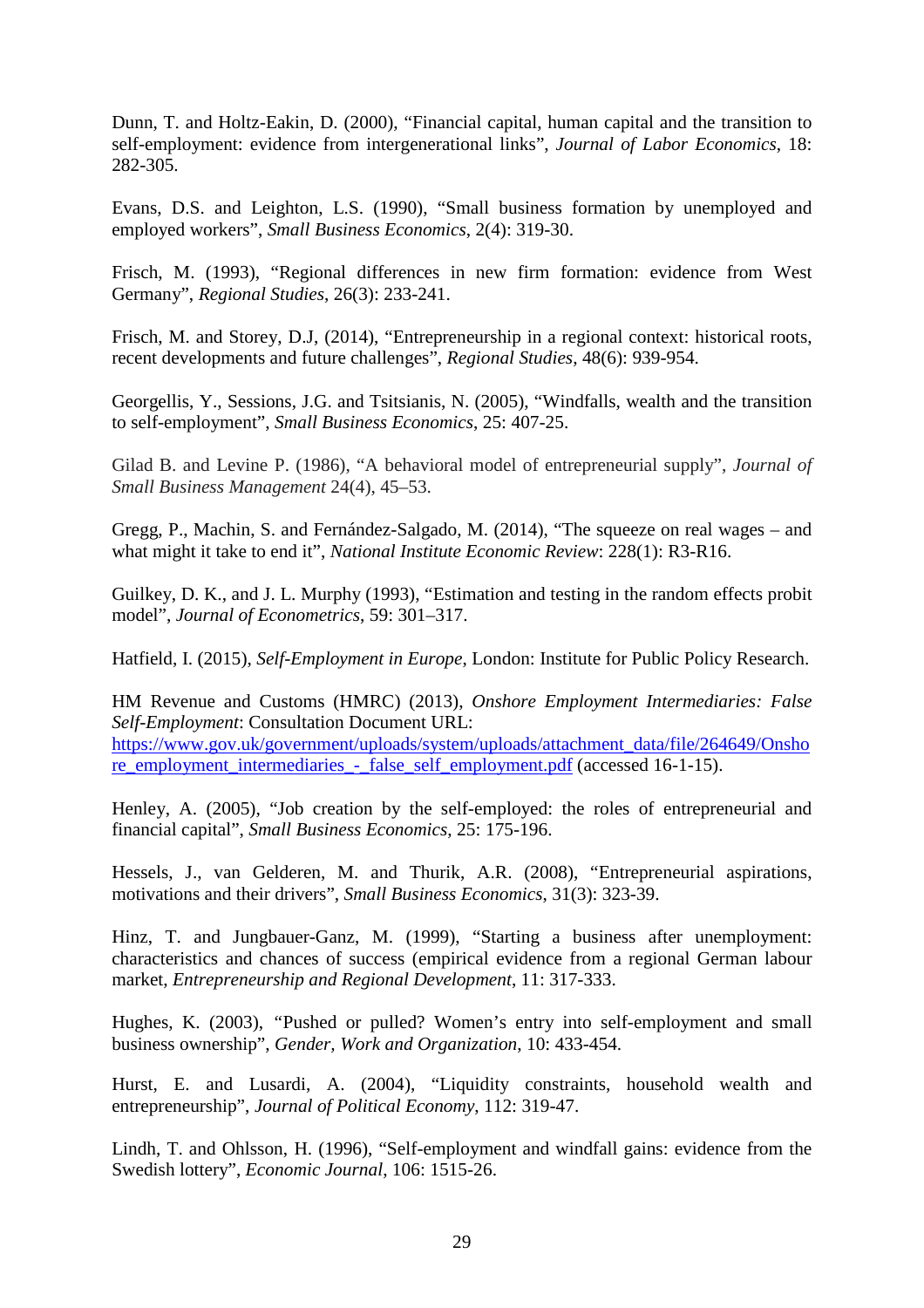Dunn, T. and Holtz-Eakin, D. (2000), "Financial capital, human capital and the transition to self-employment: evidence from intergenerational links", *Journal of Labor Economics*, 18: 282-305.

Evans, D.S. and Leighton, L.S. (1990), "Small business formation by unemployed and employed workers", *Small Business Economics*, 2(4): 319-30.

Frisch, M. (1993), "Regional differences in new firm formation: evidence from West Germany", *Regional Studies*, 26(3): 233-241.

Frisch, M. and Storey, D.J, (2014), "Entrepreneurship in a regional context: historical roots, recent developments and future challenges", *Regional Studies*, 48(6): 939-954.

Georgellis, Y., Sessions, J.G. and Tsitsianis, N. (2005), "Windfalls, wealth and the transition to self-employment", *Small Business Economics*, 25: 407-25.

Gilad B. and Levine P. (1986), "A behavioral model of entrepreneurial supply", *Journal of Small Business Management* 24(4), 45–53.

Gregg, P., Machin, S. and Fernández-Salgado, M. (2014), "The squeeze on real wages – and what might it take to end it", *National Institute Economic Review*: 228(1): R3-R16.

Guilkey, D. K., and J. L. Murphy (1993), "Estimation and testing in the random effects probit model", *Journal of Econometrics*, 59: 301–317.

Hatfield, I. (2015), *Self-Employment in Europe*, London: Institute for Public Policy Research.

HM Revenue and Customs (HMRC) (2013), *Onshore Employment Intermediaries: False Self-Employment*: Consultation Document URL: https://www.gov.uk/government/uploads/system/uploads/attachment_data/file/264649/Onshore_employment_intermediaries_-_false_self_employment.pdf (accessed 16-1-15).

Henley, A. (2005), "Job creation by the self-employed: the roles of entrepreneurial and financial capital", *Small Business Economics*, 25: 175-196.

Hessels, J., van Gelderen, M. and Thurik, A.R. (2008), "Entrepreneurial aspirations, motivations and their drivers", *Small Business Economics*, 31(3): 323-39.

Hinz, T. and Jungbauer-Ganz, M. (1999), "Starting a business after unemployment: characteristics and chances of success (empirical evidence from a regional German labour market, *Entrepreneurship and Regional Development*, 11: 317-333.

Hughes, K. (2003), "Pushed or pulled? Women's entry into self-employment and small business ownership", *Gender, Work and Organization*, 10: 433-454.

Hurst, E. and Lusardi, A. (2004), "Liquidity constraints, household wealth and entrepreneurship", *Journal of Political Economy*, 112: 319-47.

Lindh, T. and Ohlsson, H. (1996), "Self-employment and windfall gains: evidence from the Swedish lottery", *Economic Journal*, 106: 1515-26.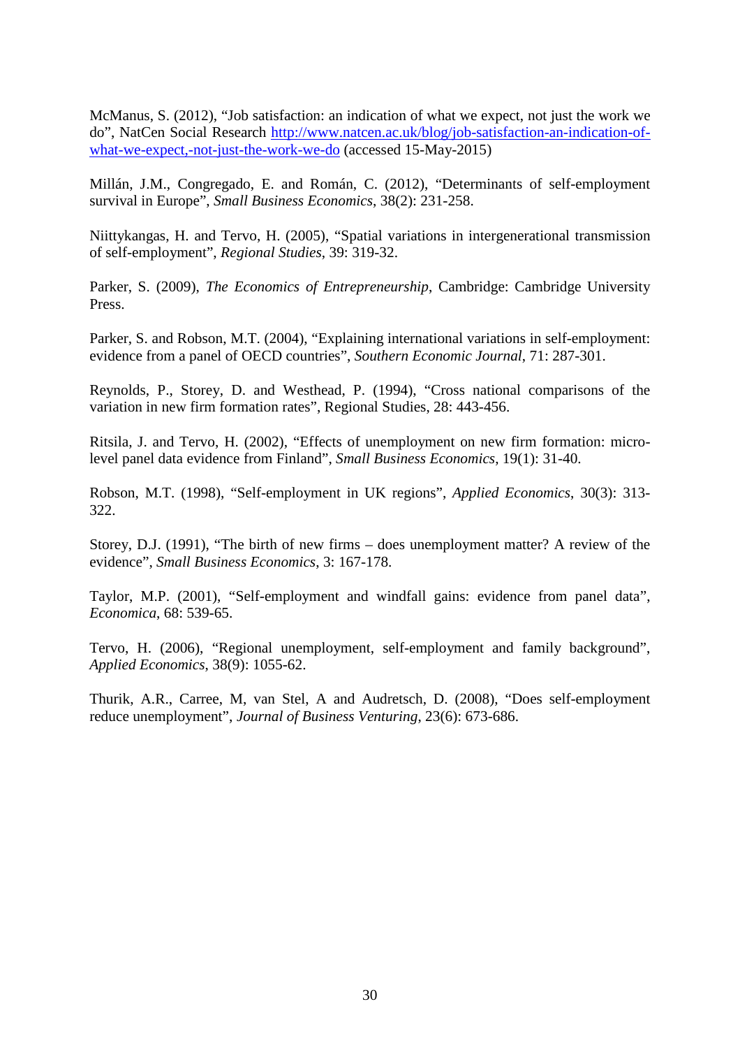McManus, S. (2012), "Job satisfaction: an indication of what we expect, not just the work we do", NatCen Social Research [http://www.natcen.ac.uk/blog/job-satisfaction-an-indication-of-what-we-expect,-not-just-the-work-we-do](http://www.natcen.ac.uk/blog/job-satisfaction-an-indication-of-what-we-expect,-not-just-the-work-we-do) (accessed 15-May-2015)

Millán, J.M., Congregado, E. and Román, C. (2012), "Determinants of self-employment survival in Europe", *Small Business Economics*, 38(2): 231-258.

Niittykangas, H. and Tervo, H. (2005), "Spatial variations in intergenerational transmission of self-employment", *Regional Studies*, 39: 319-32.

Parker, S. (2009), *The Economics of Entrepreneurship*, Cambridge: Cambridge University Press.

Parker, S. and Robson, M.T. (2004), "Explaining international variations in self-employment: evidence from a panel of OECD countries", *Southern Economic Journal*, 71: 287-301.

Reynolds, P., Storey, D. and Westhead, P. (1994), "Cross national comparisons of the variation in new firm formation rates", Regional Studies, 28: 443-456.

Ritsila, J. and Tervo, H. (2002), "Effects of unemployment on new firm formation: micro-level panel data evidence from Finland", *Small Business Economics*, 19(1): 31-40.

Robson, M.T. (1998), "Self-employment in UK regions", *Applied Economics*, 30(3): 313-322.

Storey, D.J. (1991), "The birth of new firms – does unemployment matter? A review of the evidence", *Small Business Economics*, 3: 167-178.

Taylor, M.P. (2001), "Self-employment and windfall gains: evidence from panel data", *Economica*, 68: 539-65.

Tervo, H. (2006), "Regional unemployment, self-employment and family background", *Applied Economics*, 38(9): 1055-62.

Thurik, A.R., Carree, M, van Stel, A and Audretsch, D. (2008), "Does self-employment reduce unemployment", *Journal of Business Venturing*, 23(6): 673-686.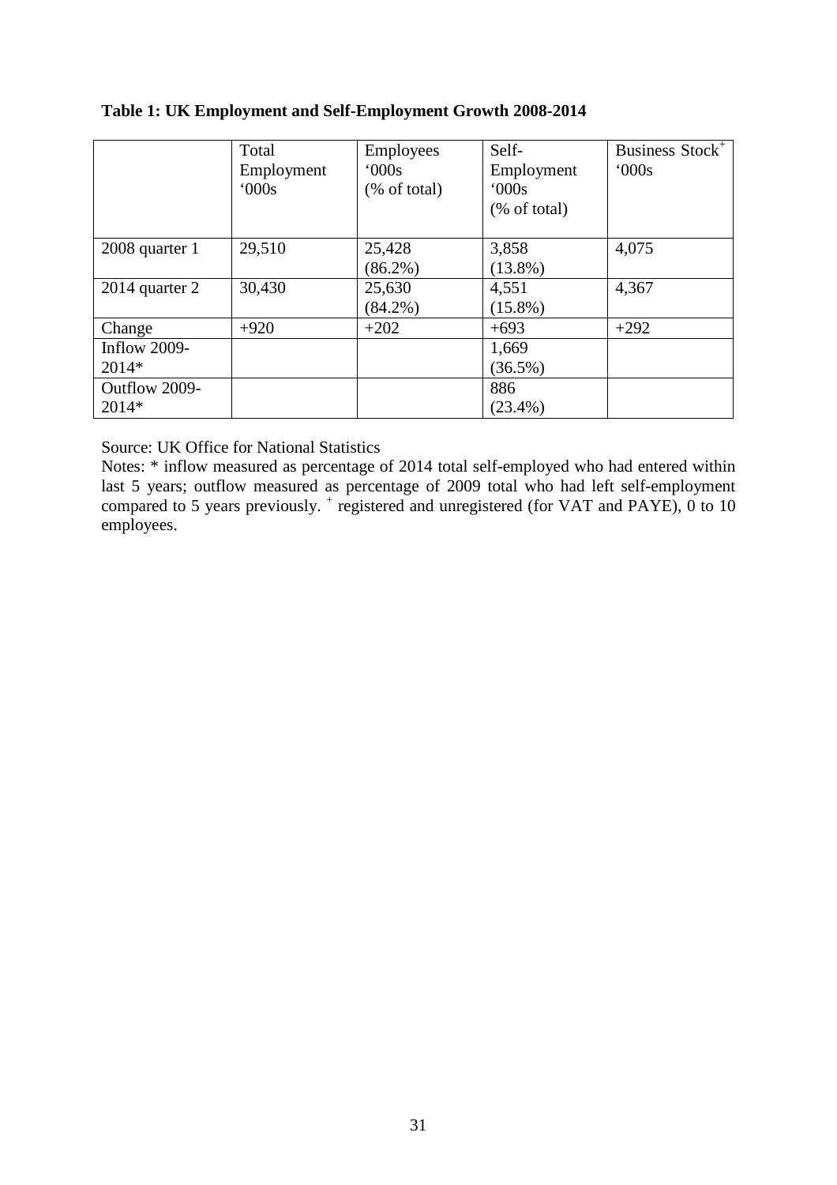**Table 1: UK Employment and Self-Employment Growth 2008-2014**

| | Total Employment '000s | Employees '000s (% of total) | Self-Employment '000s (% of total) | Business Stock[+] '000s |
|---|---|---|---|---|
| 2008 quarter 1 | 29,510 | 25,428 (86.2%) | 3,858 (13.8%) | 4,075 |
| 2014 quarter 2 | 30,430 | 25,630 (84.2%) | 4,551 (15.8%) | 4,367 |
| Change | +920 | +202 | +693 | +292 |
| Inflow 2009-2014* | | | 1,669 (36.5%) | |
| Outflow 2009-2014* | | | 886 (23.4%) | |

Source: UK Office for National Statistics

Notes: * inflow measured as percentage of 2014 total self-employed who had entered within last 5 years; outflow measured as percentage of 2009 total who had left self-employment compared to 5 years previously. [+] registered and unregistered (for VAT and PAYE), 0 to 10 employees.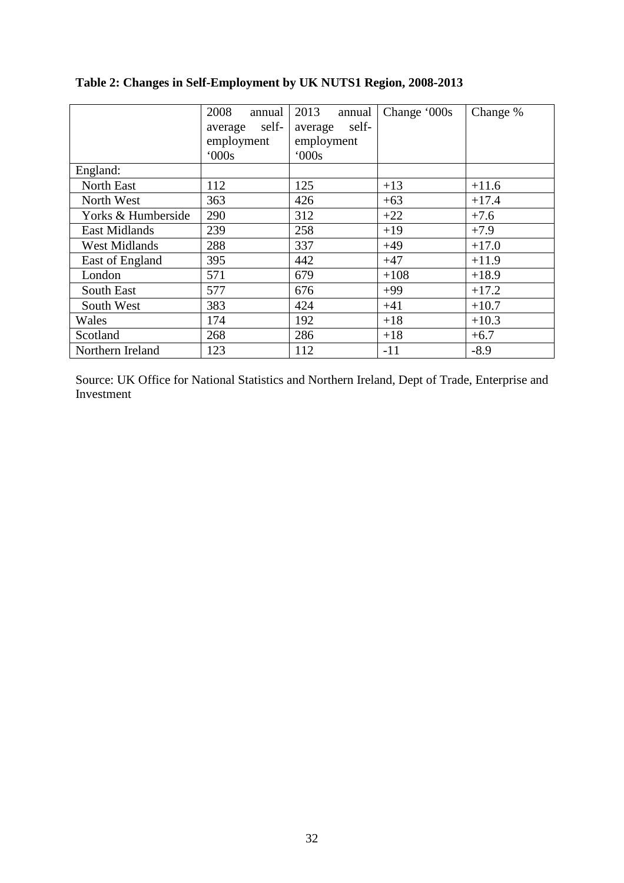**Table 2: Changes in Self-Employment by UK NUTS1 Region, 2008-2013**

| | 2008 annual average self-employment '000s | 2013 annual average self-employment '000s | Change '000s | Change % |
|---|---|---|---|---|
| England: | | | | |
| North East | 112 | 125 | +13 | +11.6 |
| North West | 363 | 426 | +63 | +17.4 |
| Yorks & Humberside | 290 | 312 | +22 | +7.6 |
| East Midlands | 239 | 258 | +19 | +7.9 |
| West Midlands | 288 | 337 | +49 | +17.0 |
| East of England | 395 | 442 | +47 | +11.9 |
| London | 571 | 679 | +108 | +18.9 |
| South East | 577 | 676 | +99 | +17.2 |
| South West | 383 | 424 | +41 | +10.7 |
| Wales | 174 | 192 | +18 | +10.3 |
| Scotland | 268 | 286 | +18 | +6.7 |
| Northern Ireland | 123 | 112 | -11 | -8.9 |

Source: UK Office for National Statistics and Northern Ireland, Dept of Trade, Enterprise and Investment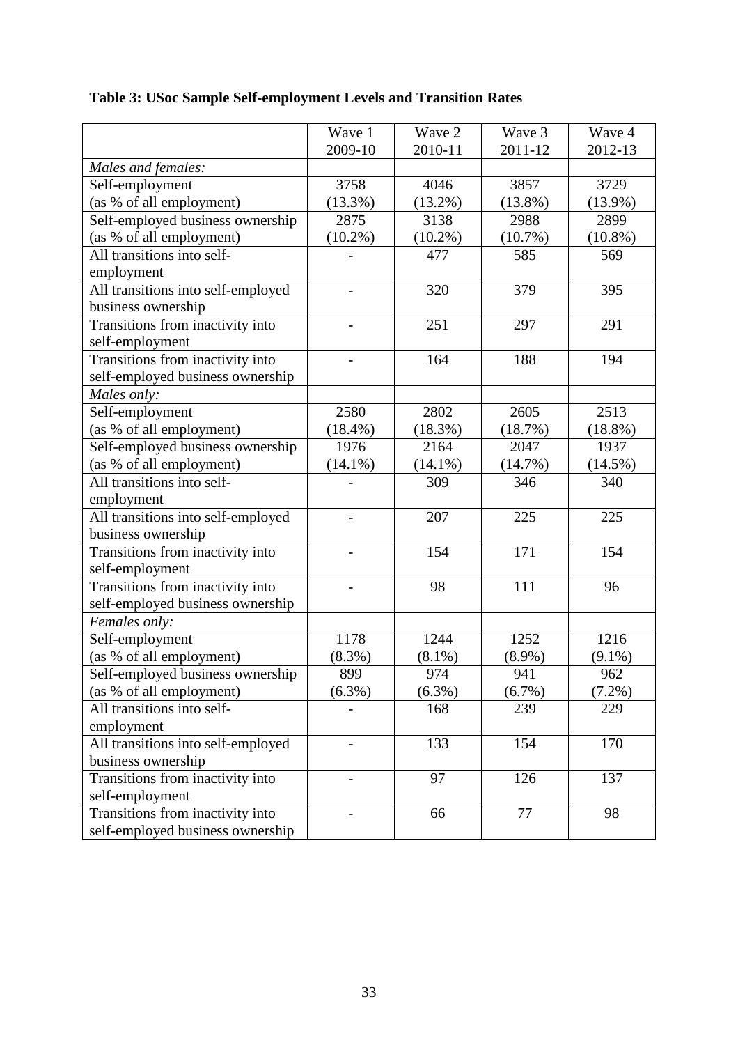**Table 3: USoc Sample Self-employment Levels and Transition Rates**

| | Wave 1 2009-10 | Wave 2 2010-11 | Wave 3 2011-12 | Wave 4 2012-13 |
|---|---|---|---|---|
| *Males and females:* | | | | |
| Self-employment (as % of all employment) | 3758 (13.3%) | 4046 (13.2%) | 3857 (13.8%) | 3729 (13.9%) |
| Self-employed business ownership (as % of all employment) | 2875 (10.2%) | 3138 (10.2%) | 2988 (10.7%) | 2899 (10.8%) |
| All transitions into self-employment | - | 477 | 585 | 569 |
| All transitions into self-employed business ownership | - | 320 | 379 | 395 |
| Transitions from inactivity into self-employment | - | 251 | 297 | 291 |
| Transitions from inactivity into self-employed business ownership | - | 164 | 188 | 194 |
| *Males only:* | | | | |
| Self-employment (as % of all employment) | 2580 (18.4%) | 2802 (18.3%) | 2605 (18.7%) | 2513 (18.8%) |
| Self-employed business ownership (as % of all employment) | 1976 (14.1%) | 2164 (14.1%) | 2047 (14.7%) | 1937 (14.5%) |
| All transitions into self-employment | - | 309 | 346 | 340 |
| All transitions into self-employed business ownership | - | 207 | 225 | 225 |
| Transitions from inactivity into self-employment | - | 154 | 171 | 154 |
| Transitions from inactivity into self-employed business ownership | - | 98 | 111 | 96 |
| *Females only:* | | | | |
| Self-employment (as % of all employment) | 1178 (8.3%) | 1244 (8.1%) | 1252 (8.9%) | 1216 (9.1%) |
| Self-employed business ownership (as % of all employment) | 899 (6.3%) | 974 (6.3%) | 941 (6.7%) | 962 (7.2%) |
| All transitions into self-employment | - | 168 | 239 | 229 |
| All transitions into self-employed business ownership | - | 133 | 154 | 170 |
| Transitions from inactivity into self-employment | - | 97 | 126 | 137 |
| Transitions from inactivity into self-employed business ownership | - | 66 | 77 | 98 |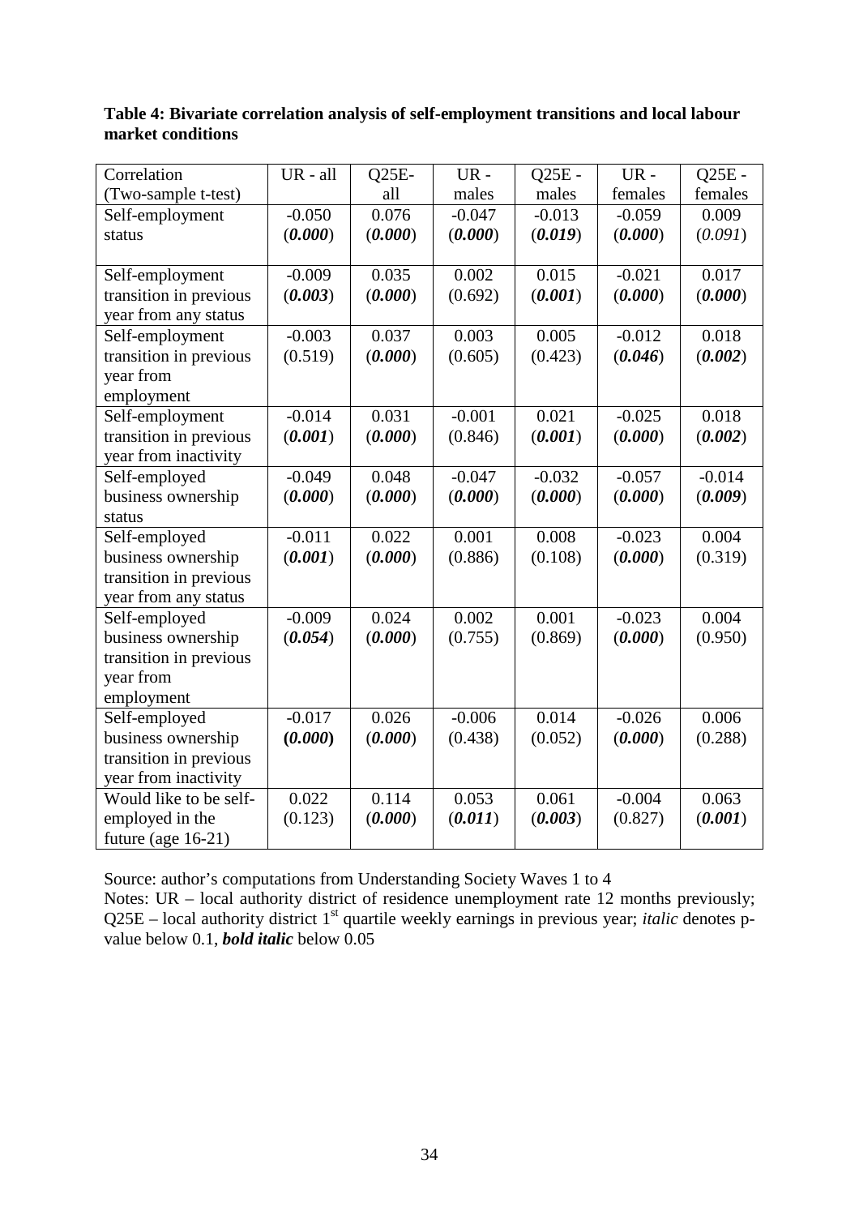**Table 4: Bivariate correlation analysis of self-employment transitions and local labour market conditions**

| Correlation (Two-sample t-test) | UR - all | Q25E-all | UR - males | Q25E - males | UR - females | Q25E - females |
|---|---|---|---|---|---|---|
| Self-employment status | -0.050 (***0.000***) | 0.076 (***0.000***) | -0.047 (***0.000***) | -0.013 (***0.019***) | -0.059 (***0.000***) | 0.009 (*0.091*) |
| Self-employment transition in previous year from any status | -0.009 (***0.003***) | 0.035 (***0.000***) | 0.002 (0.692) | 0.015 (***0.001***) | -0.021 (***0.000***) | 0.017 (***0.000***) |
| Self-employment transition in previous year from employment | -0.003 (0.519) | 0.037 (***0.000***) | 0.003 (0.605) | 0.005 (0.423) | -0.012 (***0.046***) | 0.018 (***0.002***) |
| Self-employment transition in previous year from inactivity | -0.014 (***0.001***) | 0.031 (***0.000***) | -0.001 (0.846) | 0.021 (***0.001***) | -0.025 (***0.000***) | 0.018 (***0.002***) |
| Self-employed business ownership status | -0.049 (***0.000***) | 0.048 (***0.000***) | -0.047 (***0.000***) | -0.032 (***0.000***) | -0.057 (***0.000***) | -0.014 (***0.009***) |
| Self-employed business ownership transition in previous year from any status | -0.011 (***0.001***) | 0.022 (***0.000***) | 0.001 (0.886) | 0.008 (0.108) | -0.023 (***0.000***) | 0.004 (0.319) |
| Self-employed business ownership transition in previous year from employment | -0.009 (***0.054***) | 0.024 (***0.000***) | 0.002 (0.755) | 0.001 (0.869) | -0.023 (***0.000***) | 0.004 (0.950) |
| Self-employed business ownership transition in previous year from inactivity | -0.017 (**0.000**) | 0.026 (***0.000***) | -0.006 (0.438) | 0.014 (0.052) | -0.026 (***0.000***) | 0.006 (0.288) |
| Would like to be self-employed in the future (age 16-21) | 0.022 (0.123) | 0.114 (***0.000***) | 0.053 (***0.011***) | 0.061 (***0.003***) | -0.004 (0.827) | 0.063 (***0.001***) |

Source: author's computations from Understanding Society Waves 1 to 4

Notes: UR – local authority district of residence unemployment rate 12 months previously; Q25E – local authority district 1st quartile weekly earnings in previous year; *italic* denotes p-value below 0.1, ***bold italic*** below 0.05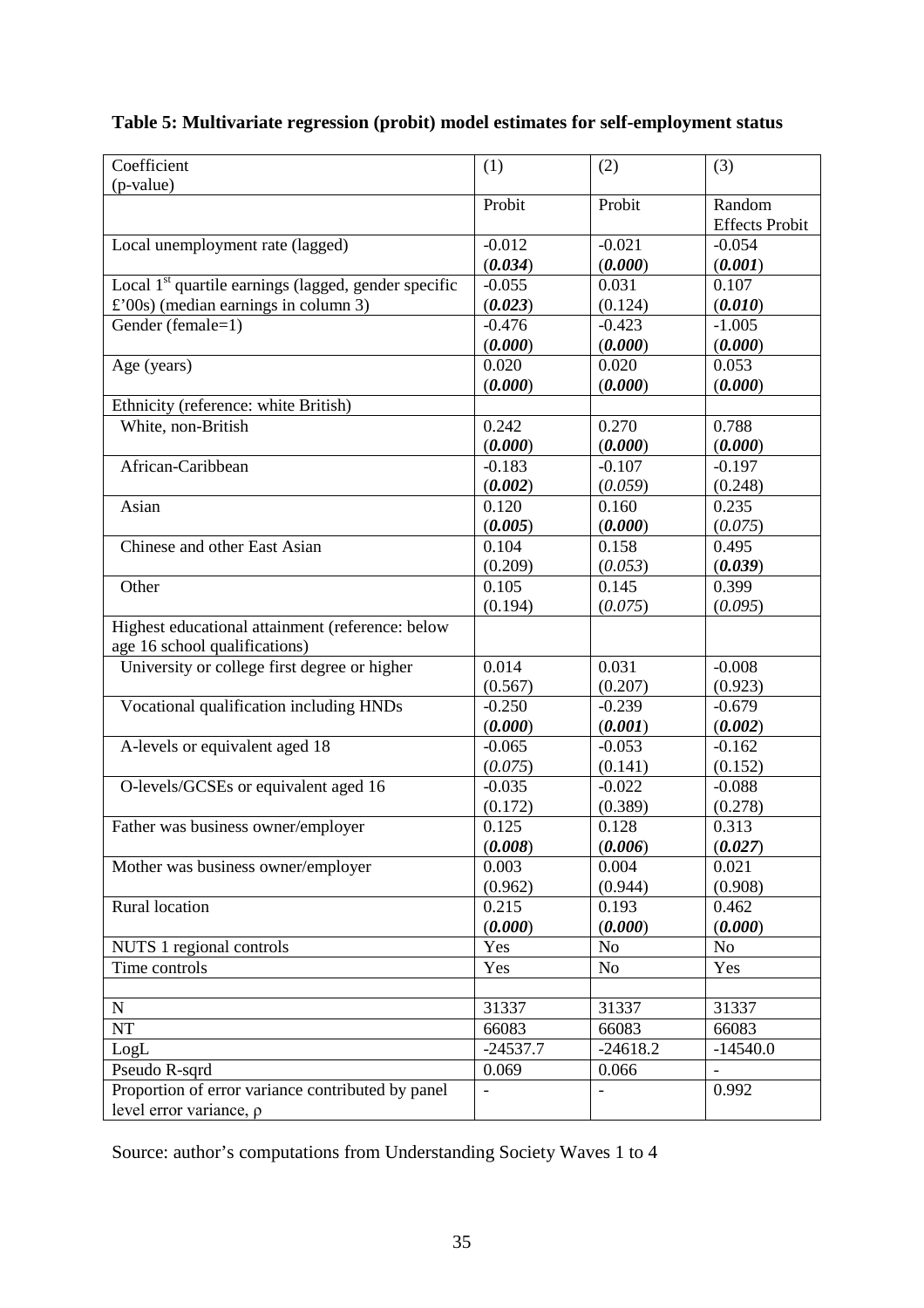**Table 5: Multivariate regression (probit) model estimates for self-employment status**

| Coefficient (p-value) | (1) | (2) | (3) |
|---|---|---|---|
| | Probit | Probit | Random Effects Probit |
| Local unemployment rate (lagged) | -0.012 (***0.034***) | -0.021 (***0.000***) | -0.054 (***0.001***) |
| Local 1st quartile earnings (lagged, gender specific £'00s) (median earnings in column 3) | -0.055 (***0.023***) | 0.031 (0.124) | 0.107 (***0.010***) |
| Gender (female=1) | -0.476 (***0.000***) | -0.423 (***0.000***) | -1.005 (***0.000***) |
| Age (years) | 0.020 (***0.000***) | 0.020 (***0.000***) | 0.053 (***0.000***) |
| Ethnicity (reference: white British) | | | |
| White, non-British | 0.242 (***0.000***) | 0.270 (***0.000***) | 0.788 (***0.000***) |
| African-Caribbean | -0.183 (***0.002***) | -0.107 (*0.059*) | -0.197 (0.248) |
| Asian | 0.120 (***0.005***) | 0.160 (***0.000***) | 0.235 (*0.075*) |
| Chinese and other East Asian | 0.104 (0.209) | 0.158 (*0.053*) | 0.495 (***0.039***) |
| Other | 0.105 (0.194) | 0.145 (*0.075*) | 0.399 (*0.095*) |
| Highest educational attainment (reference: below age 16 school qualifications) | | | |
| University or college first degree or higher | 0.014 (0.567) | 0.031 (0.207) | -0.008 (0.923) |
| Vocational qualification including HNDs | -0.250 (***0.000***) | -0.239 (***0.001***) | -0.679 (***0.002***) |
| A-levels or equivalent aged 18 | -0.065 (*0.075*) | -0.053 (0.141) | -0.162 (0.152) |
| O-levels/GCSEs or equivalent aged 16 | -0.035 (0.172) | -0.022 (0.389) | -0.088 (0.278) |
| Father was business owner/employer | 0.125 (***0.008***) | 0.128 (***0.006***) | 0.313 (***0.027***) |
| Mother was business owner/employer | 0.003 (0.962) | 0.004 (0.944) | 0.021 (0.908) |
| Rural location | 0.215 (***0.000***) | 0.193 (***0.000***) | 0.462 (***0.000***) |
| NUTS 1 regional controls | Yes | No | No |
| Time controls | Yes | No | Yes |
| | | | |
| N | 31337 | 31337 | 31337 |
| NT | 66083 | 66083 | 66083 |
| LogL | -24537.7 | -24618.2 | -14540.0 |
| Pseudo R-sqrd | 0.069 | 0.066 | - |
| Proportion of error variance contributed by panel level error variance, ρ | - | - | 0.992 |

Source: author's computations from Understanding Society Waves 1 to 4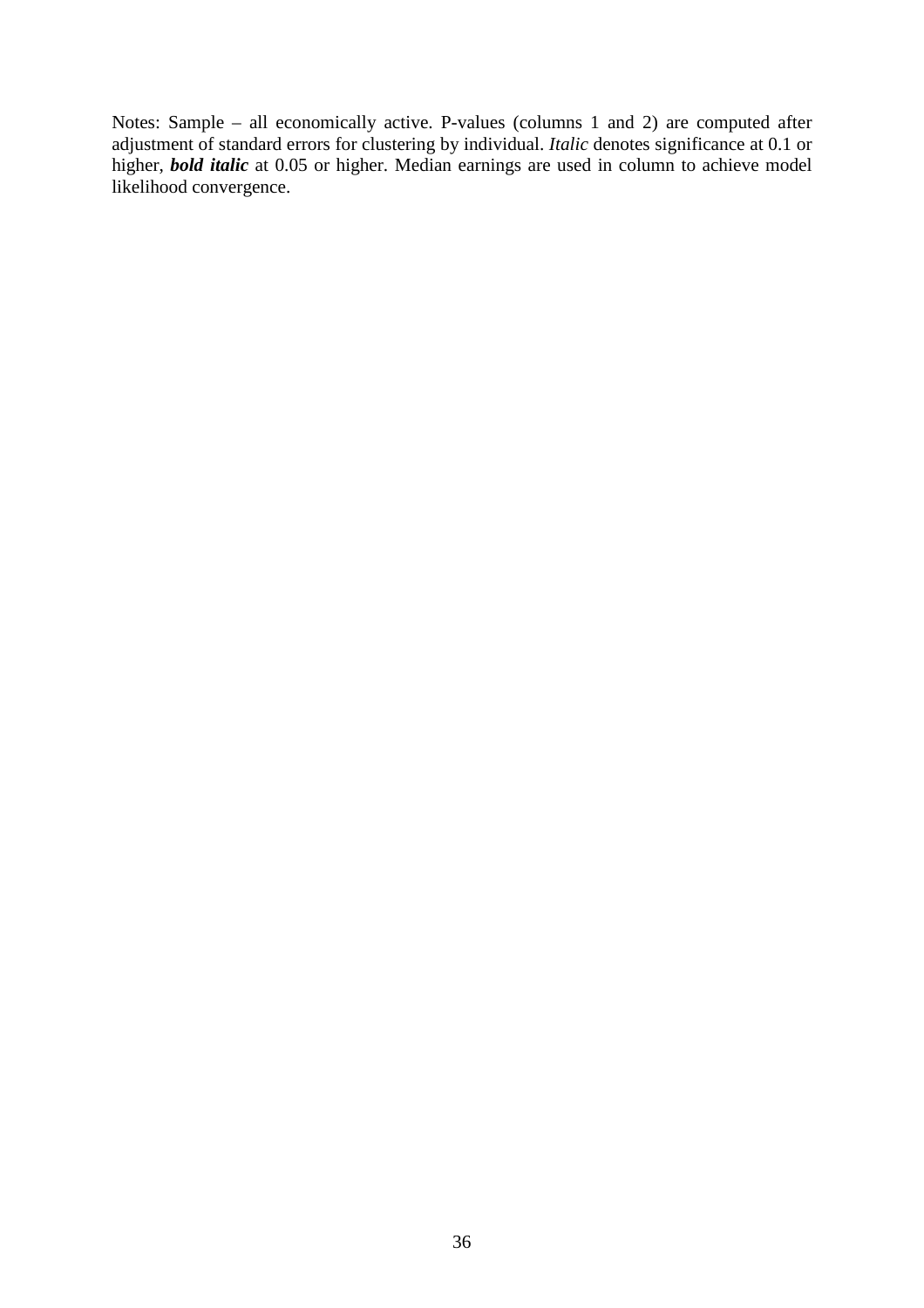Notes: Sample – all economically active. P-values (columns 1 and 2) are computed after adjustment of standard errors for clustering by individual. *Italic* denotes significance at 0.1 or higher, ***bold italic*** at 0.05 or higher. Median earnings are used in column to achieve model likelihood convergence.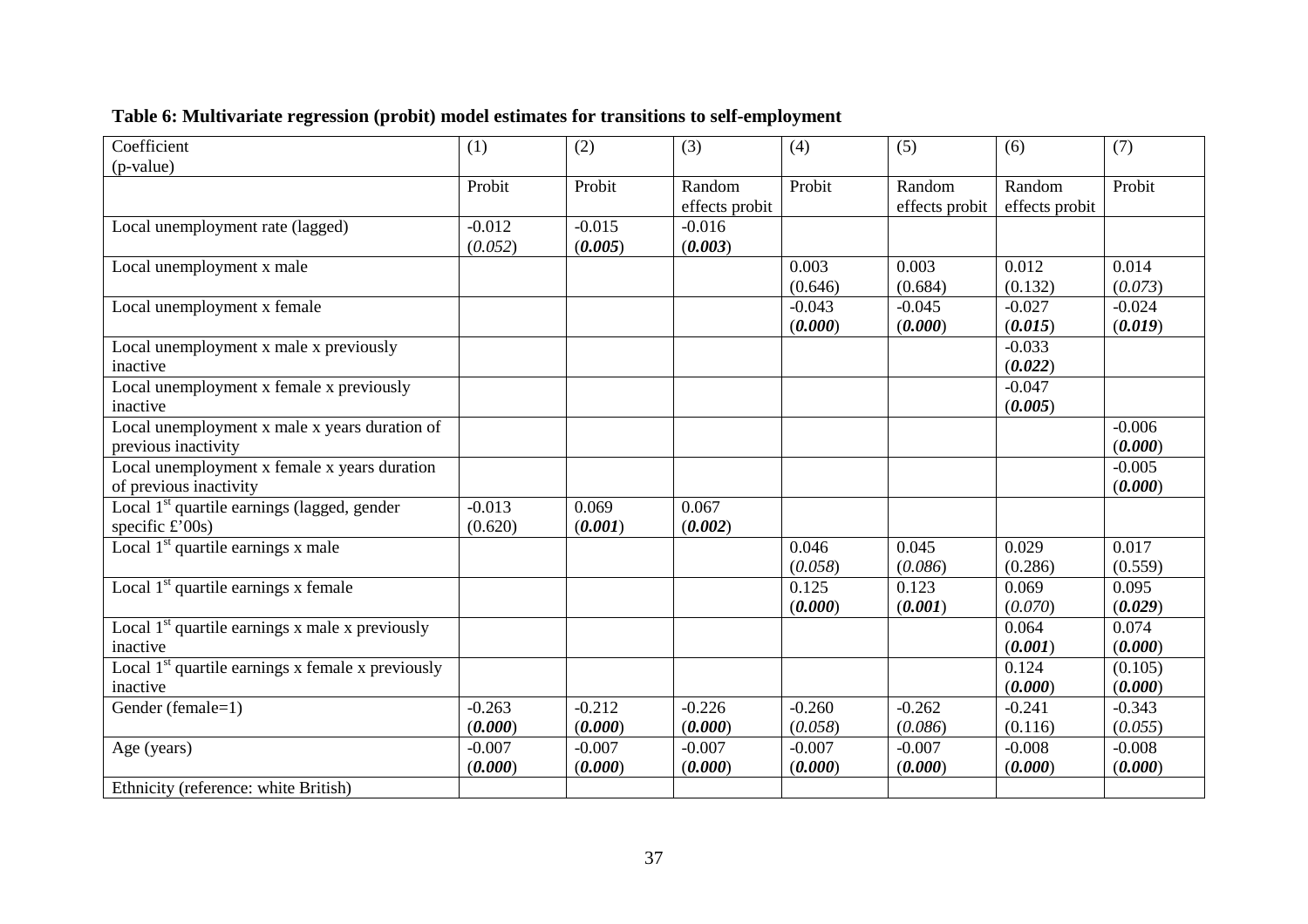**Table 6: Multivariate regression (probit) model estimates for transitions to self-employment**

| Coefficient (p-value) | (1) | (2) | (3) | (4) | (5) | (6) | (7) |
|---|---|---|---|---|---|---|---|
| | Probit | Probit | Random effects probit | Probit | Random effects probit | Random effects probit | Probit |
| Local unemployment rate (lagged) | -0.012 (*0.052*) | -0.015 (***0.005***) | -0.016 (***0.003***) | | | | |
| Local unemployment x male | | | | 0.003 (0.646) | 0.003 (0.684) | 0.012 (0.132) | 0.014 (*0.073*) |
| Local unemployment x female | | | | -0.043 (***0.000***) | -0.045 (***0.000***) | -0.027 (***0.015***) | -0.024 (***0.019***) |
| Local unemployment x male x previously inactive | | | | | | -0.033 (***0.022***) | |
| Local unemployment x female x previously inactive | | | | | | -0.047 (***0.005***) | |
| Local unemployment x male x years duration of previous inactivity | | | | | | | -0.006 (***0.000***) |
| Local unemployment x female x years duration of previous inactivity | | | | | | | -0.005 (***0.000***) |
| Local 1st quartile earnings (lagged, gender specific £'00s) | -0.013 (0.620) | 0.069 (***0.001***) | 0.067 (***0.002***) | | | | |
| Local 1st quartile earnings x male | | | | 0.046 (*0.058*) | 0.045 (*0.086*) | 0.029 (0.286) | 0.017 (0.559) |
| Local 1st quartile earnings x female | | | | 0.125 (***0.000***) | 0.123 (***0.001***) | 0.069 (*0.070*) | 0.095 (***0.029***) |
| Local 1st quartile earnings x male x previously inactive | | | | | | 0.064 (***0.001***) | 0.074 (***0.000***) |
| Local 1st quartile earnings x female x previously inactive | | | | | | 0.124 (***0.000***) | (0.105) (***0.000***) |
| Gender (female=1) | -0.263 (***0.000***) | -0.212 (***0.000***) | -0.226 (***0.000***) | -0.260 (*0.058*) | -0.262 (*0.086*) | -0.241 (0.116) | -0.343 (*0.055*) |
| Age (years) | -0.007 (***0.000***) | -0.007 (***0.000***) | -0.007 (***0.000***) | -0.007 (***0.000***) | -0.007 (***0.000***) | -0.008 (***0.000***) | -0.008 (***0.000***) |
| Ethnicity (reference: white British) | | | | | | | |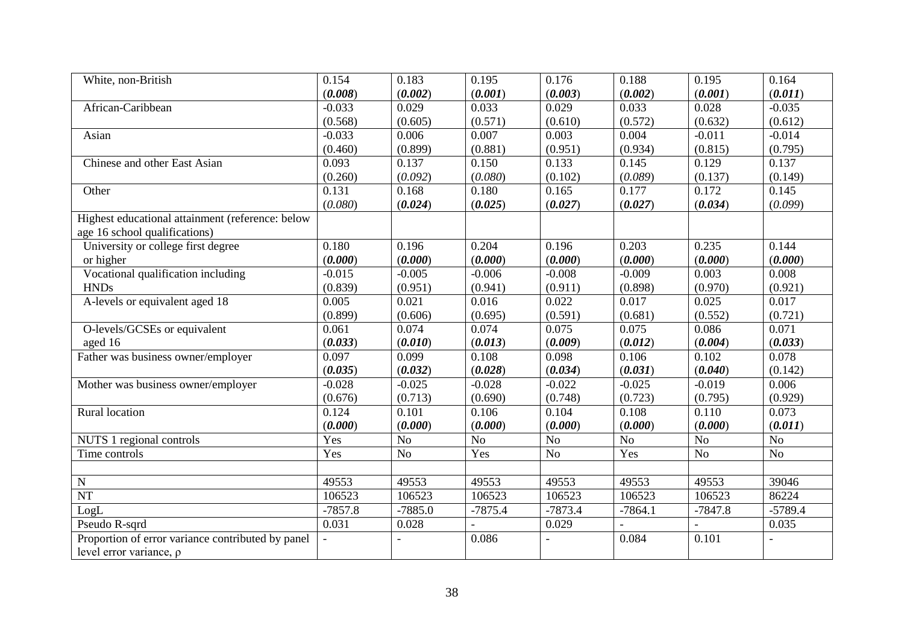| | | | | | | | |
|---|---|---|---|---|---|---|---|
| White, non-British | 0.154 | 0.183 | 0.195 | 0.176 | 0.188 | 0.195 | 0.164 |
| | (***0.008***) | (***0.002***) | (***0.001***) | (***0.003***) | (***0.002***) | (***0.001***) | (***0.011***) |
| African-Caribbean | -0.033 | 0.029 | 0.033 | 0.029 | 0.033 | 0.028 | -0.035 |
| | (0.568) | (0.605) | (0.571) | (0.610) | (0.572) | (0.632) | (0.612) |
| Asian | -0.033 | 0.006 | 0.007 | 0.003 | 0.004 | -0.011 | -0.014 |
| | (0.460) | (0.899) | (0.881) | (0.951) | (0.934) | (0.815) | (0.795) |
| Chinese and other East Asian | 0.093 | 0.137 | 0.150 | 0.133 | 0.145 | 0.129 | 0.137 |
| | (0.260) | (*0.092*) | (*0.080*) | (0.102) | (*0.089*) | (0.137) | (0.149) |
| Other | 0.131 | 0.168 | 0.180 | 0.165 | 0.177 | 0.172 | 0.145 |
| | (*0.080*) | (***0.024***) | (***0.025***) | (***0.027***) | (***0.027***) | (***0.034***) | (*0.099*) |
| Highest educational attainment (reference: below age 16 school qualifications) | | | | | | | |
| University or college first degree or higher | 0.180 | 0.196 | 0.204 | 0.196 | 0.203 | 0.235 | 0.144 |
| | (***0.000***) | (***0.000***) | (***0.000***) | (***0.000***) | (***0.000***) | (***0.000***) | (***0.000***) |
| Vocational qualification including HNDs | -0.015 | -0.005 | -0.006 | -0.008 | -0.009 | 0.003 | 0.008 |
| | (0.839) | (0.951) | (0.941) | (0.911) | (0.898) | (0.970) | (0.921) |
| A-levels or equivalent aged 18 | 0.005 | 0.021 | 0.016 | 0.022 | 0.017 | 0.025 | 0.017 |
| | (0.899) | (0.606) | (0.695) | (0.591) | (0.681) | (0.552) | (0.721) |
| O-levels/GCSEs or equivalent aged 16 | 0.061 | 0.074 | 0.074 | 0.075 | 0.075 | 0.086 | 0.071 |
| | (***0.033***) | (***0.010***) | (***0.013***) | (***0.009***) | (***0.012***) | (***0.004***) | (***0.033***) |
| Father was business owner/employer | 0.097 | 0.099 | 0.108 | 0.098 | 0.106 | 0.102 | 0.078 |
| | (***0.035***) | (***0.032***) | (***0.028***) | (***0.034***) | (***0.031***) | (***0.040***) | (0.142) |
| Mother was business owner/employer | -0.028 | -0.025 | -0.028 | -0.022 | -0.025 | -0.019 | 0.006 |
| | (0.676) | (0.713) | (0.690) | (0.748) | (0.723) | (0.795) | (0.929) |
| Rural location | 0.124 | 0.101 | 0.106 | 0.104 | 0.108 | 0.110 | 0.073 |
| | (***0.000***) | (***0.000***) | (***0.000***) | (***0.000***) | (***0.000***) | (***0.000***) | (***0.011***) |
| NUTS 1 regional controls | Yes | No | No | No | No | No | No |
| Time controls | Yes | No | Yes | No | Yes | No | No |
| | | | | | | | |
| N | 49553 | 49553 | 49553 | 49553 | 49553 | 49553 | 39046 |
| NT | 106523 | 106523 | 106523 | 106523 | 106523 | 106523 | 86224 |
| LogL | -7857.8 | -7885.0 | -7875.4 | -7873.4 | -7864.1 | -7847.8 | -5789.4 |
| Pseudo R-sqrd | 0.031 | 0.028 | - | 0.029 | - | - | 0.035 |
| Proportion of error variance contributed by panel level error variance, ρ | - | - | 0.086 | - | 0.084 | 0.101 | - |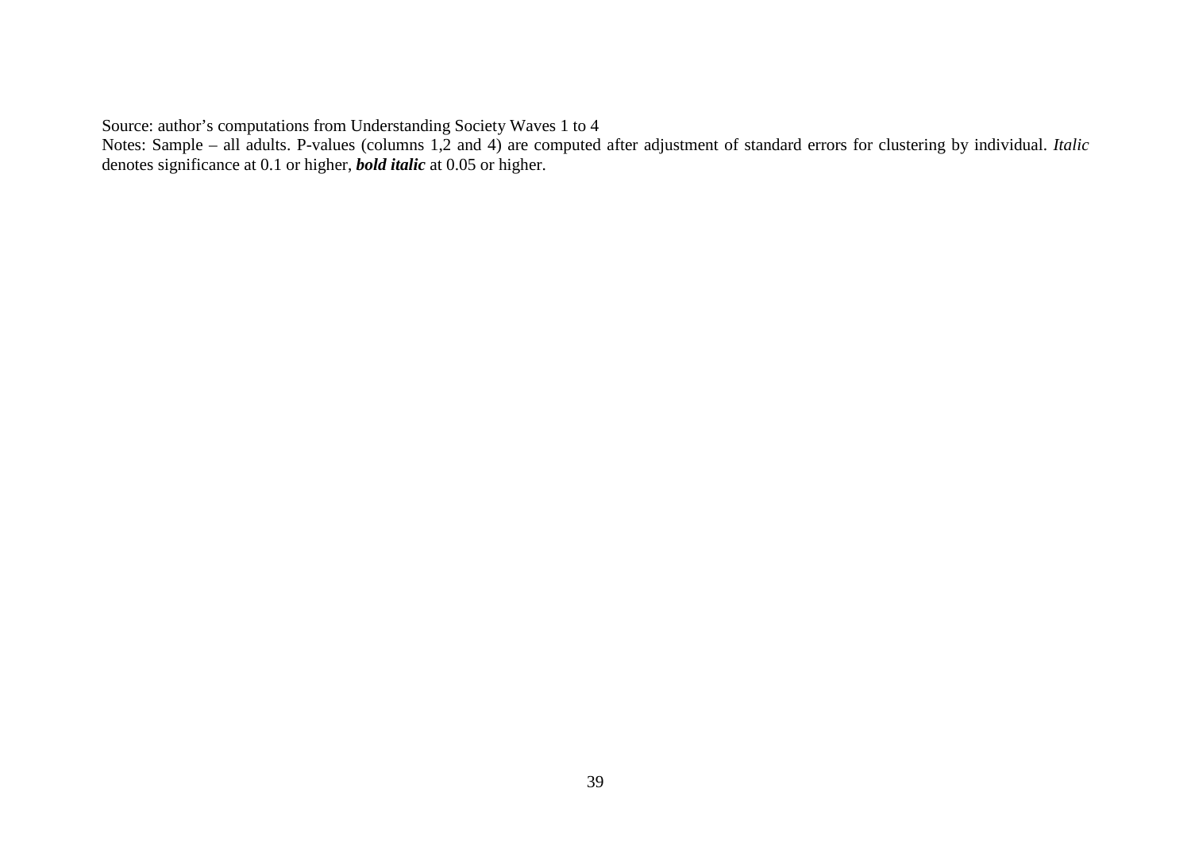Source: author's computations from Understanding Society Waves 1 to 4

Notes: Sample – all adults. P-values (columns 1,2 and 4) are computed after adjustment of standard errors for clustering by individual. *Italic* denotes significance at 0.1 or higher, ***bold italic*** at 0.05 or higher.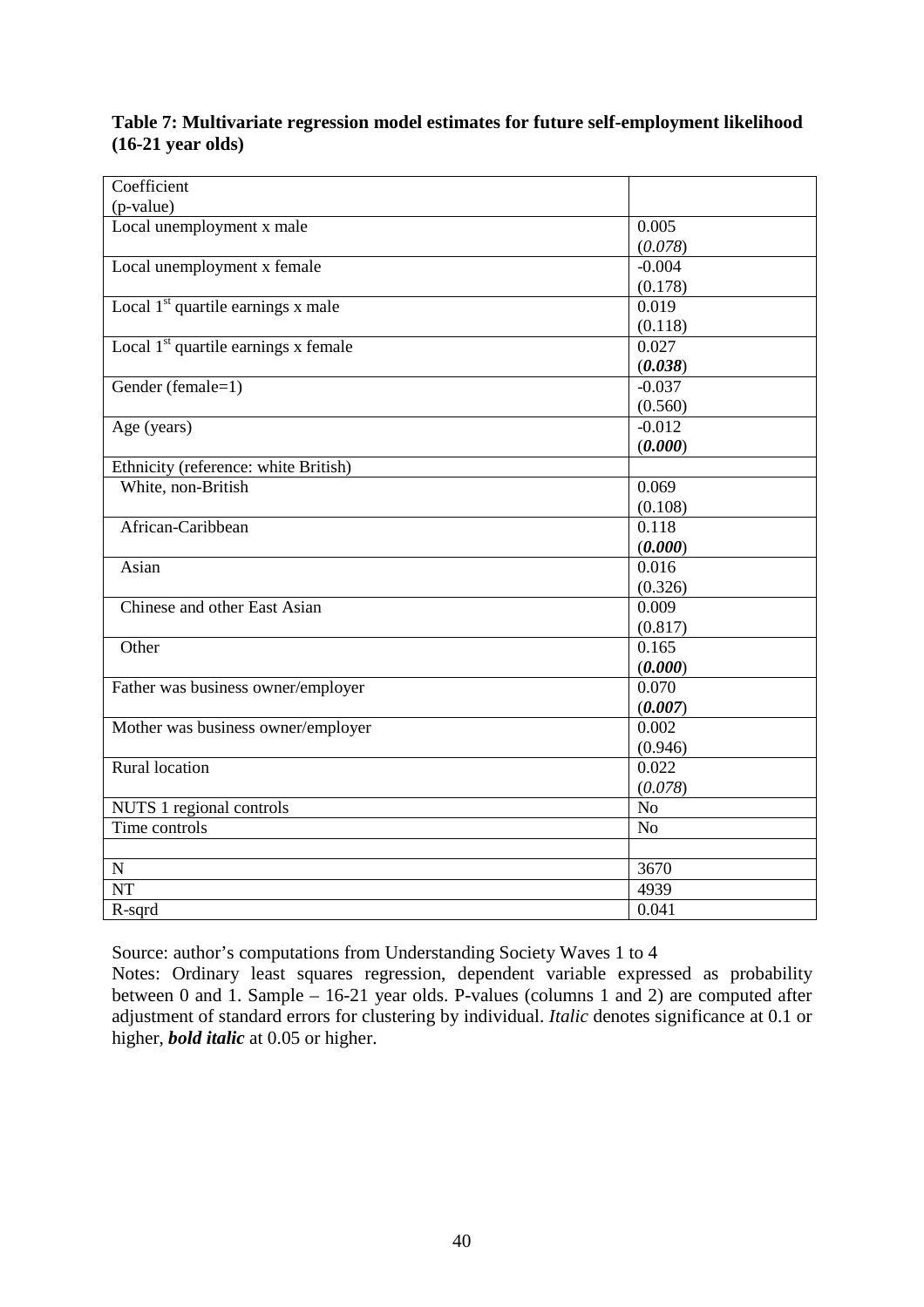**Table 7: Multivariate regression model estimates for future self-employment likelihood (16-21 year olds)**

| Coefficient (p-value) | |
|---|---|
| Local unemployment x male | 0.005 (*0.078*) |
| Local unemployment x female | -0.004 (0.178) |
| Local 1st quartile earnings x male | 0.019 (0.118) |
| Local 1st quartile earnings x female | 0.027 (***0.038***) |
| Gender (female=1) | -0.037 (0.560) |
| Age (years) | -0.012 (***0.000***) |
| Ethnicity (reference: white British) | |
| White, non-British | 0.069 (0.108) |
| African-Caribbean | 0.118 (***0.000***) |
| Asian | 0.016 (0.326) |
| Chinese and other East Asian | 0.009 (0.817) |
| Other | 0.165 (***0.000***) |
| Father was business owner/employer | 0.070 (***0.007***) |
| Mother was business owner/employer | 0.002 (0.946) |
| Rural location | 0.022 (*0.078*) |
| NUTS 1 regional controls | No |
| Time controls | No |
| | |
| N | 3670 |
| NT | 4939 |
| R-sqrd | 0.041 |

Source: author's computations from Understanding Society Waves 1 to 4

Notes: Ordinary least squares regression, dependent variable expressed as probability between 0 and 1. Sample – 16-21 year olds. P-values (columns 1 and 2) are computed after adjustment of standard errors for clustering by individual. *Italic* denotes significance at 0.1 or higher, ***bold italic*** at 0.05 or higher.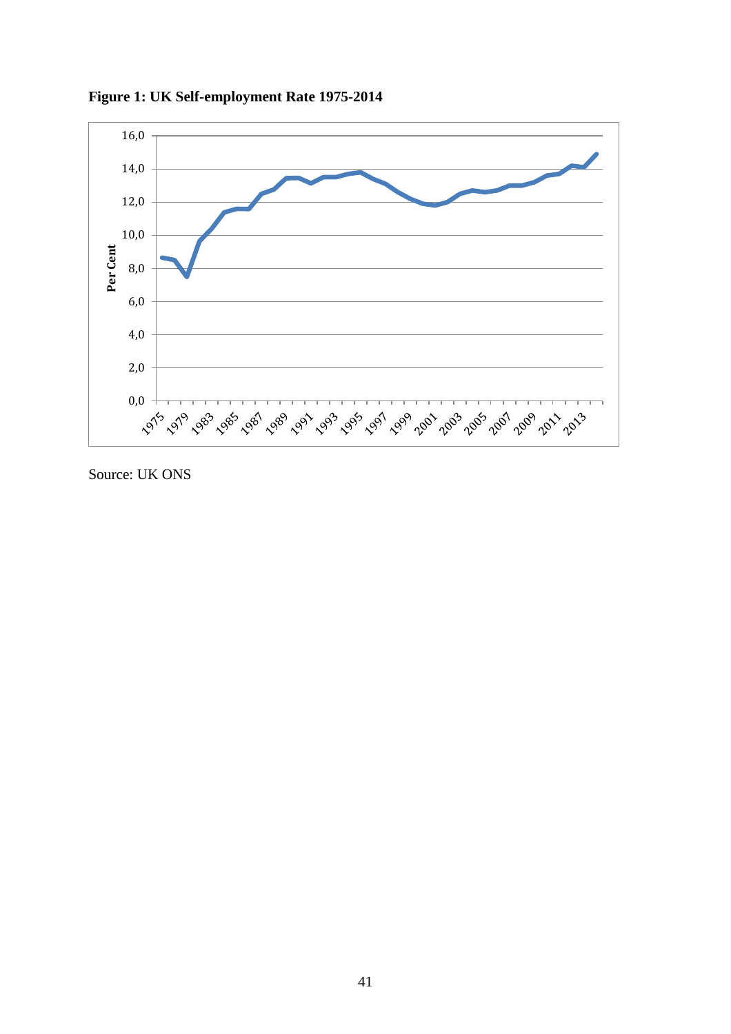**Figure 1: UK Self-employment Rate 1975-2014**

Source: UK ONS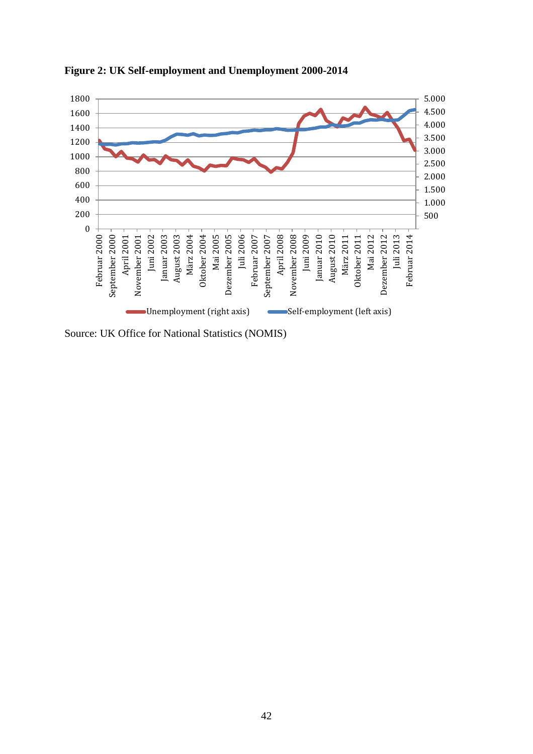**Figure 2: UK Self-employment and Unemployment 2000-2014**

1800
1600
1400
1200
1000
800
600
400
200
0

5.000
4.500
4.000
3.500
3.000
2.500
2.000
1.500
1.000
500

Februar 2000
September 2000
April 2001
November 2001
Juni 2002
Januar 2003
August 2003
März 2004
Oktober 2004
Mai 2005
Dezember 2005
Juli 2006
Februar 2007
September 2007
April 2008
November 2008
Juni 2009
Januar 2010
August 2010
März 2011
Oktober 2011
Mai 2012
Dezember 2012
Juli 2013
Februar 2014

Unemployment (right axis)
Self-employment (left axis)

Source: UK Office for National Statistics (NOMIS)